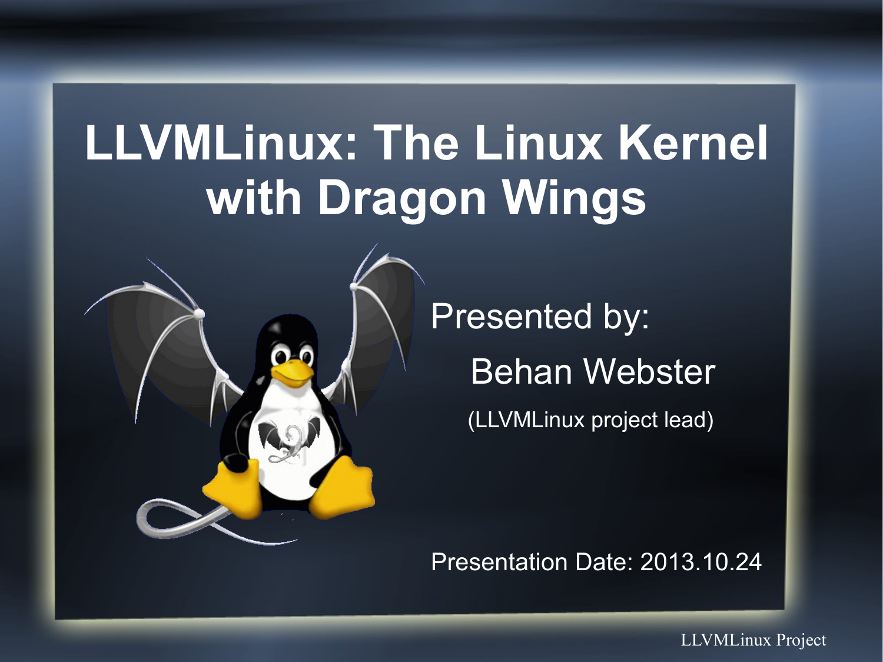# LLVMLinux: The Linux Kernel with Dragon Wings

Presented by:

Behan Webster

(LLVMLinux project lead)

Presentation Date: 2013.10.24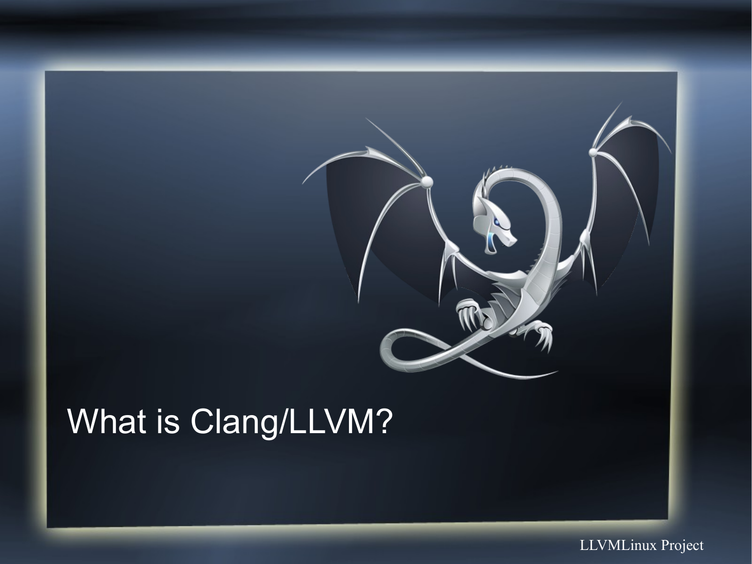# What is Clang/LLVM?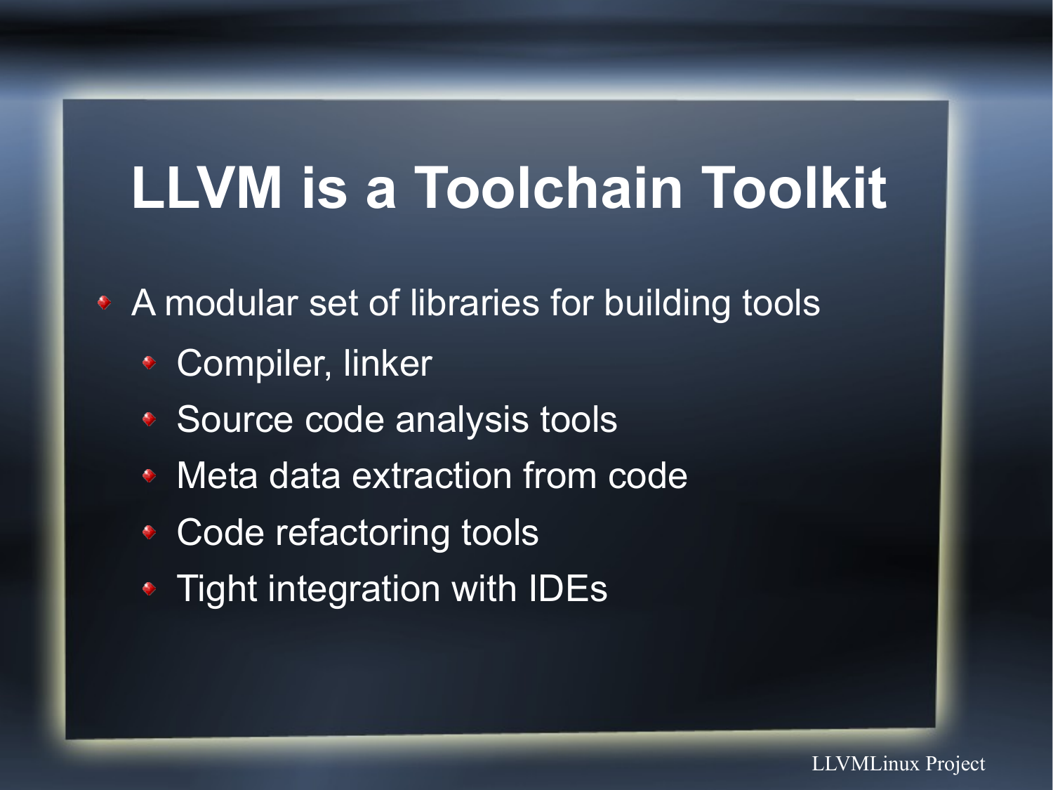# LLVM is a Toolchain Toolkit

- A modular set of libraries for building tools
  - Compiler, linker
  - Source code analysis tools
  - Meta data extraction from code
  - Code refactoring tools
  - Tight integration with IDEs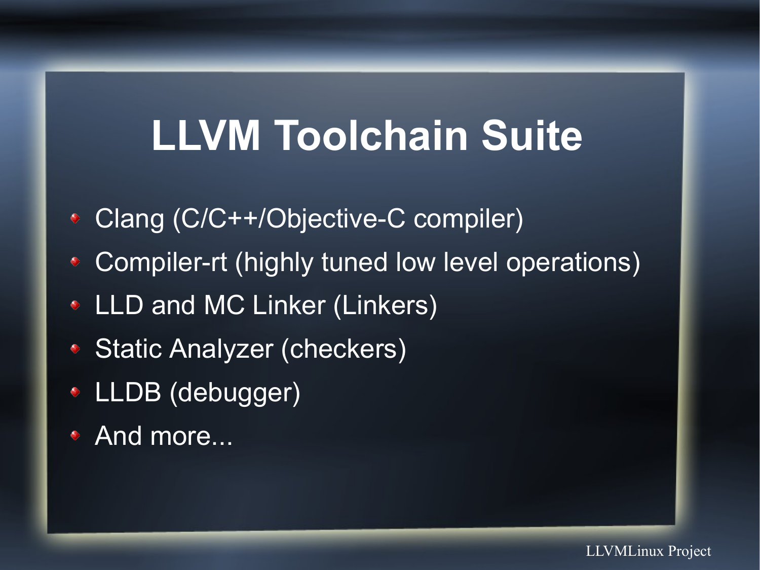# LLVM Toolchain Suite

- Clang (C/C++/Objective-C compiler)
- Compiler-rt (highly tuned low level operations)
- LLD and MC Linker (Linkers)
- Static Analyzer (checkers)
- LLDB (debugger)
- And more...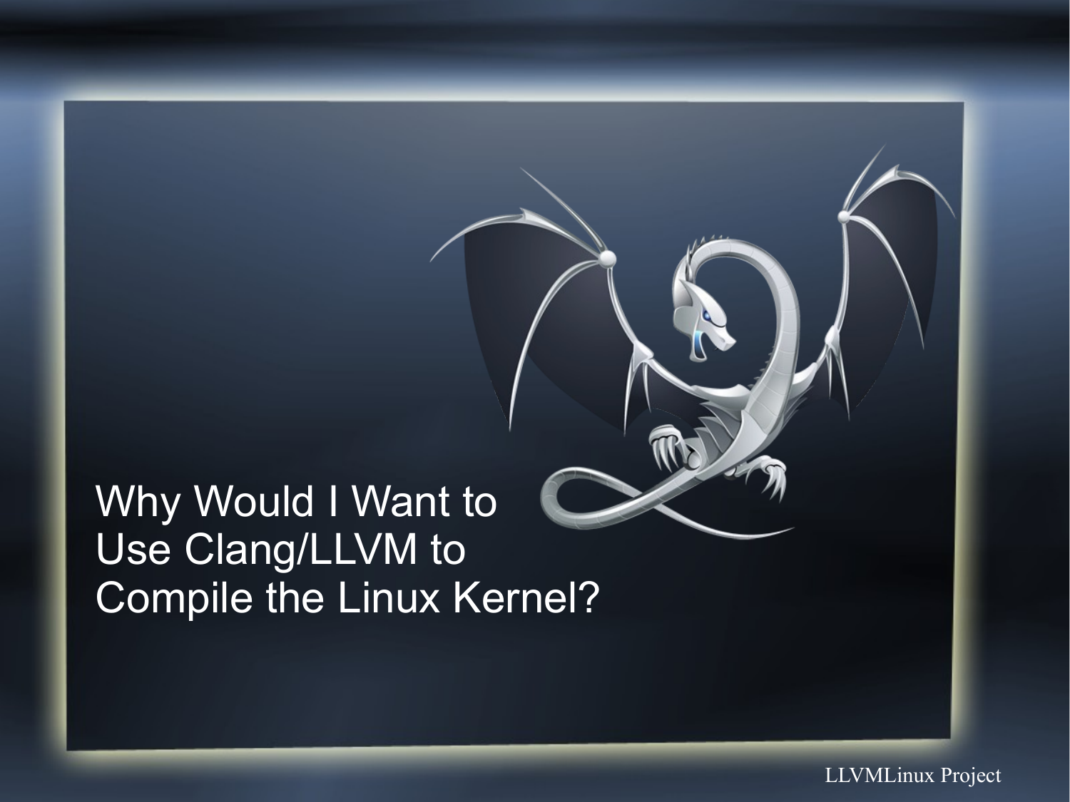# Why Would I Want to Use Clang/LLVM to Compile the Linux Kernel?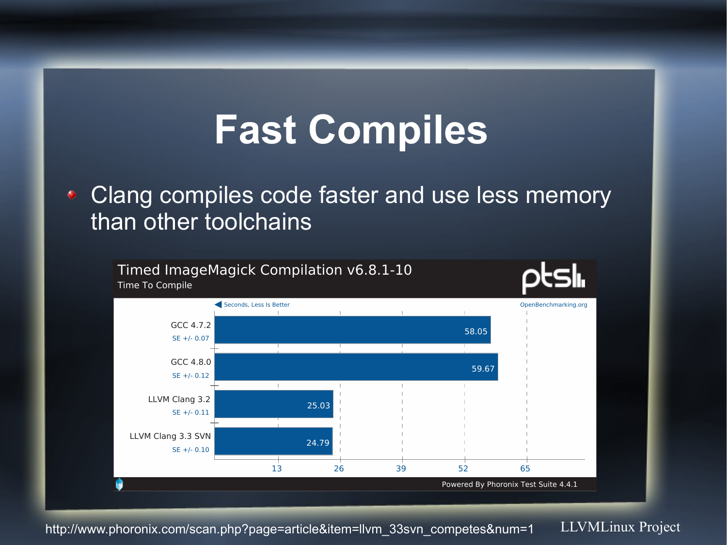# Fast Compiles

- Clang compiles code faster and use less memory than other toolchains

**Timed ImageMagick Compilation v6.8.1-10**
Time To Compile

Seconds, Less Is Better

| Compiler | SE | Seconds |
|---|---|---|
| GCC 4.7.2 | SE +/- 0.07 | 58.05 |
| GCC 4.8.0 | SE +/- 0.12 | 59.67 |
| LLVM Clang 3.2 | SE +/- 0.11 | 25.03 |
| LLVM Clang 3.3 SVN | SE +/- 0.10 | 24.79 |

OpenBenchmarking.org — Powered By Phoronix Test Suite 4.4.1

http://www.phoronix.com/scan.php?page=article&item=llvm_33svn_competes&num=1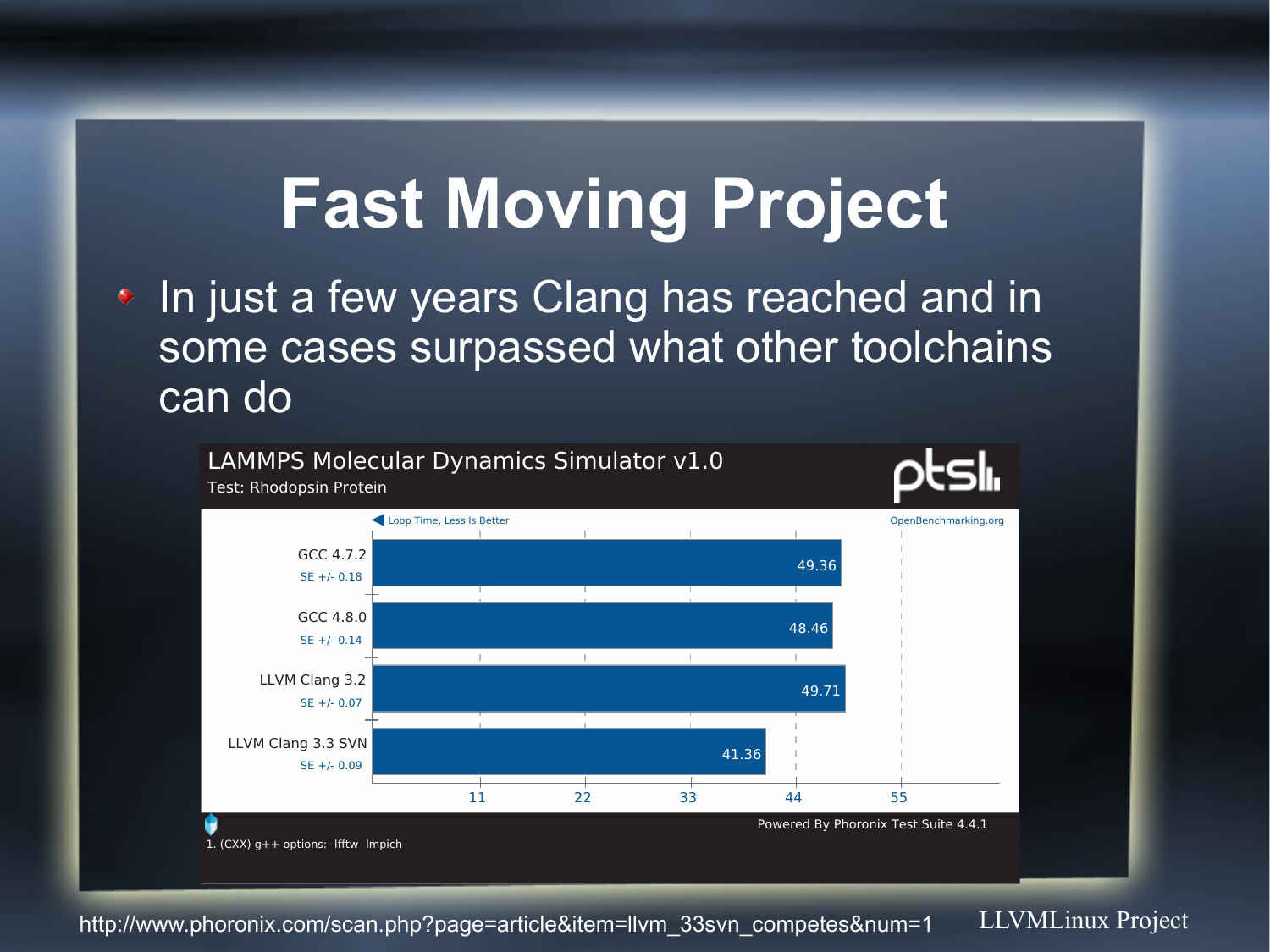# Fast Moving Project

- In just a few years Clang has reached and in some cases surpassed what other toolchains can do

**LAMMPS Molecular Dynamics Simulator v1.0**
Test: Rhodopsin Protein

Loop Time, Less Is Better — OpenBenchmarking.org

| Compiler | SE | Loop Time |
| --- | --- | --- |
| GCC 4.7.2 | SE +/- 0.18 | 49.36 |
| GCC 4.8.0 | SE +/- 0.14 | 48.46 |
| LLVM Clang 3.2 | SE +/- 0.07 | 49.71 |
| LLVM Clang 3.3 SVN | SE +/- 0.09 | 41.36 |

Powered By Phoronix Test Suite 4.4.1

1. (CXX) g++ options: -lfftw -lmpich

http://www.phoronix.com/scan.php?page=article&item=llvm_33svn_competes&num=1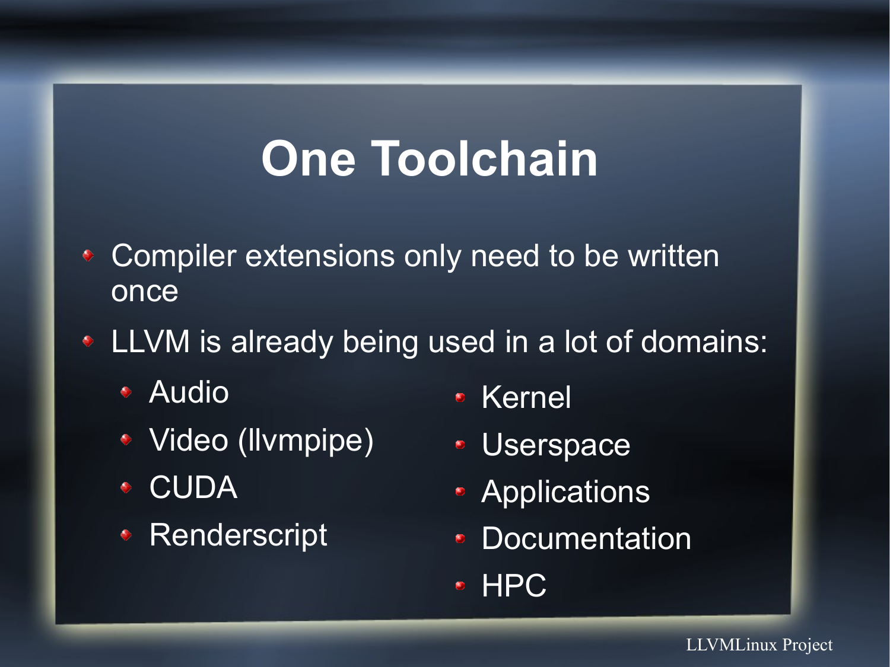# One Toolchain

- Compiler extensions only need to be written once
- LLVM is already being used in a lot of domains:
  - Audio
  - Video (llvmpipe)
  - CUDA
  - Renderscript
  - Kernel
  - Userspace
  - Applications
  - Documentation
  - HPC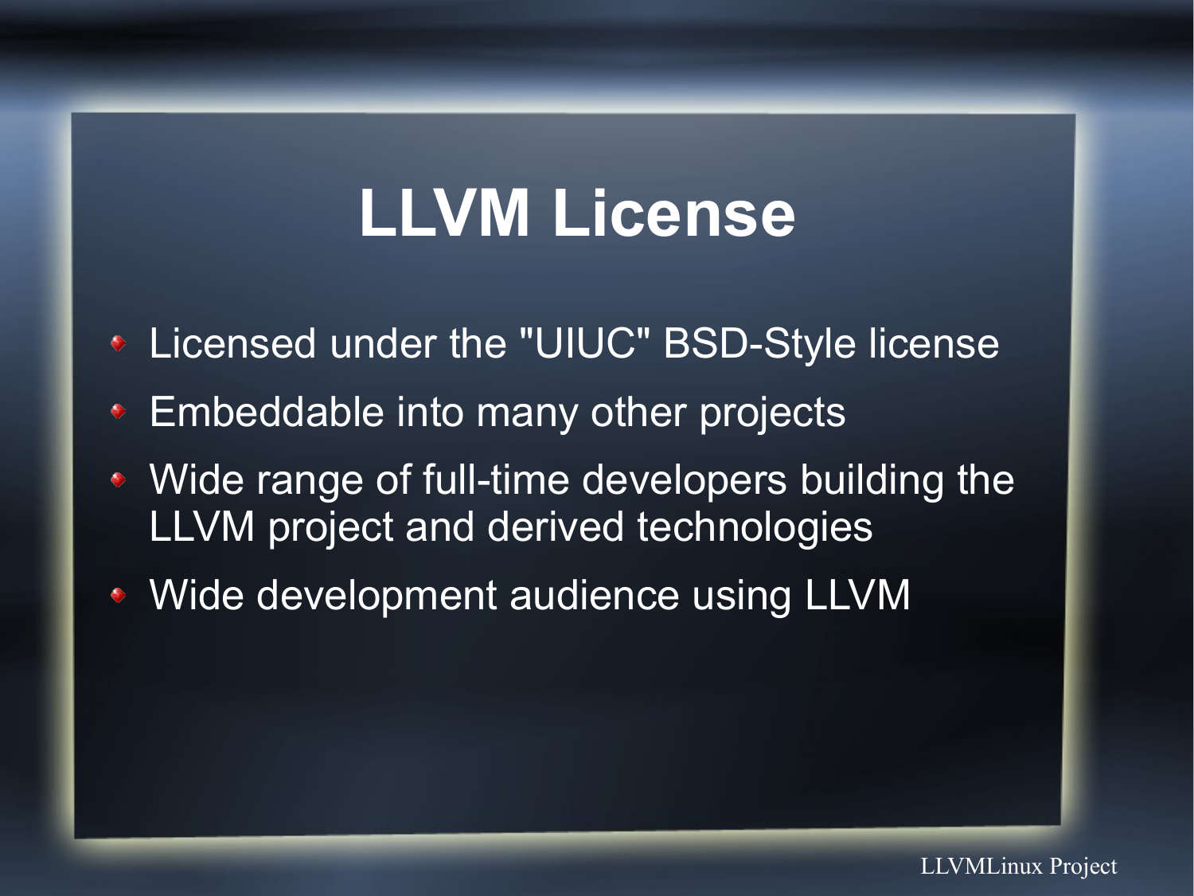# LLVM License

- Licensed under the "UIUC" BSD-Style license
- Embeddable into many other projects
- Wide range of full-time developers building the LLVM project and derived technologies
- Wide development audience using LLVM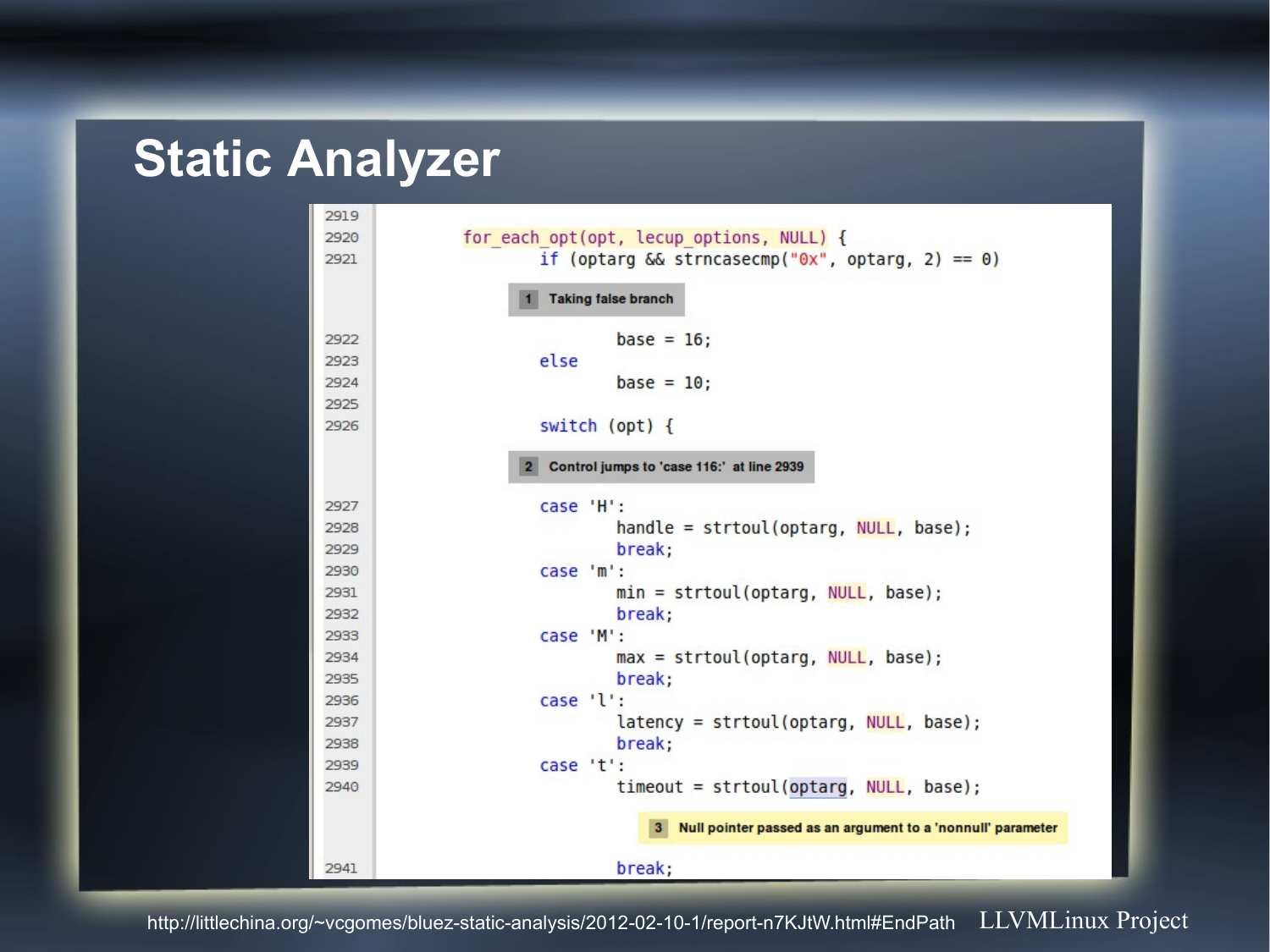# Static Analyzer

```
2919
2920        for_each_opt(opt, lecup_options, NULL) {
2921                if (optarg && strncasecmp("0x", optarg, 2) == 0)

                    1  Taking false branch

2922                        base = 16;
2923                else
2924                        base = 10;
2925
2926                switch (opt) {

                    2  Control jumps to 'case 116:'  at line 2939

2927                case 'H':
2928                        handle = strtoul(optarg, NULL, base);
2929                        break;
2930                case 'm':
2931                        min = strtoul(optarg, NULL, base);
2932                        break;
2933                case 'M':
2934                        max = strtoul(optarg, NULL, base);
2935                        break;
2936                case 'l':
2937                        latency = strtoul(optarg, NULL, base);
2938                        break;
2939                case 't':
2940                        timeout = strtoul(optarg, NULL, base);

                            3  Null pointer passed as an argument to a 'nonnull' parameter

2941                        break;
```

http://littlechina.org/~vcgomes/bluez-static-analysis/2012-02-10-1/report-n7KJtW.html#EndPath

LLVMLinux Project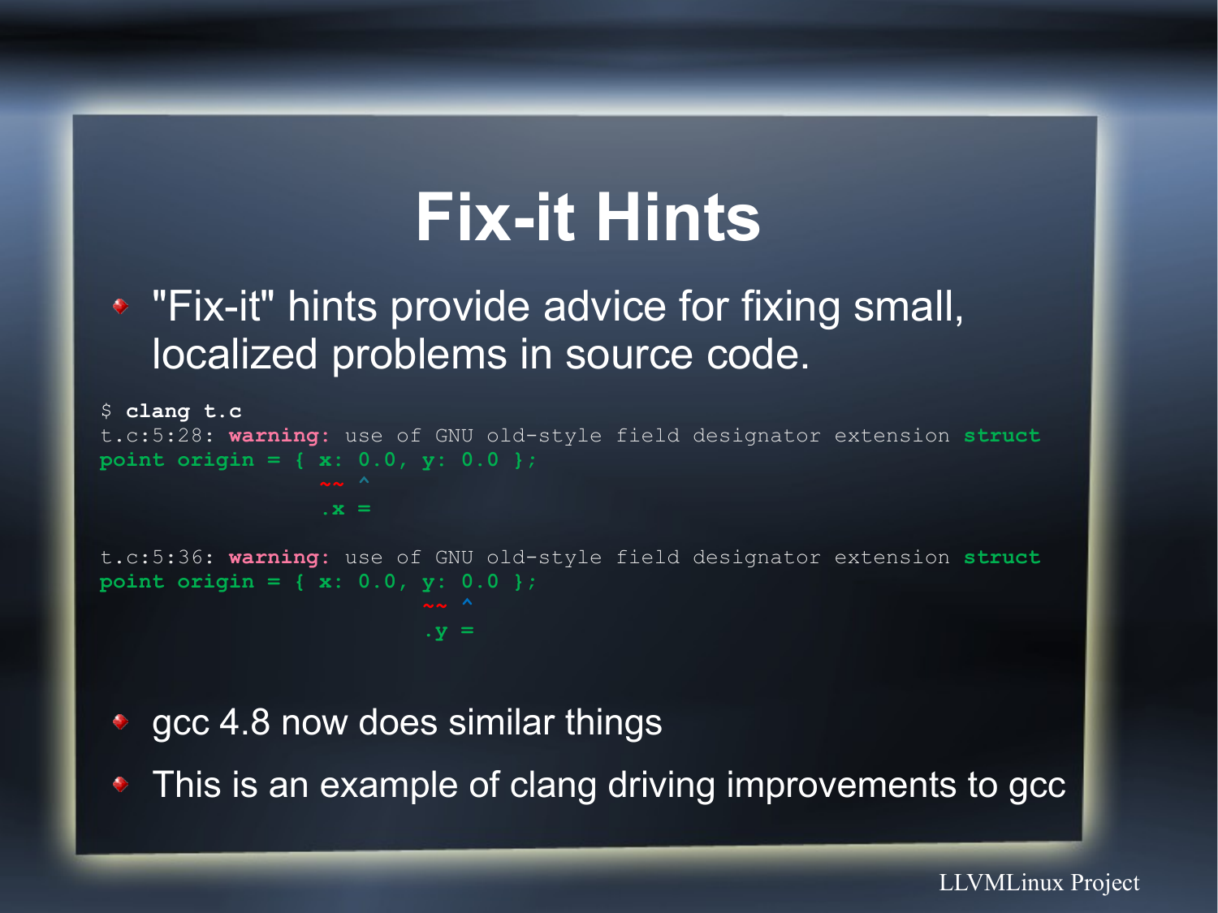# Fix-it Hints

- "Fix-it" hints provide advice for fixing small, localized problems in source code.

```
$ clang t.c
t.c:5:28: warning: use of GNU old-style field designator extension struct
point origin = { x: 0.0, y: 0.0 };
                 ~~ ^
                 .x =

t.c:5:36: warning: use of GNU old-style field designator extension struct
point origin = { x: 0.0, y: 0.0 };
                         ~~ ^
                         .y =
```

- gcc 4.8 now does similar things
- This is an example of clang driving improvements to gcc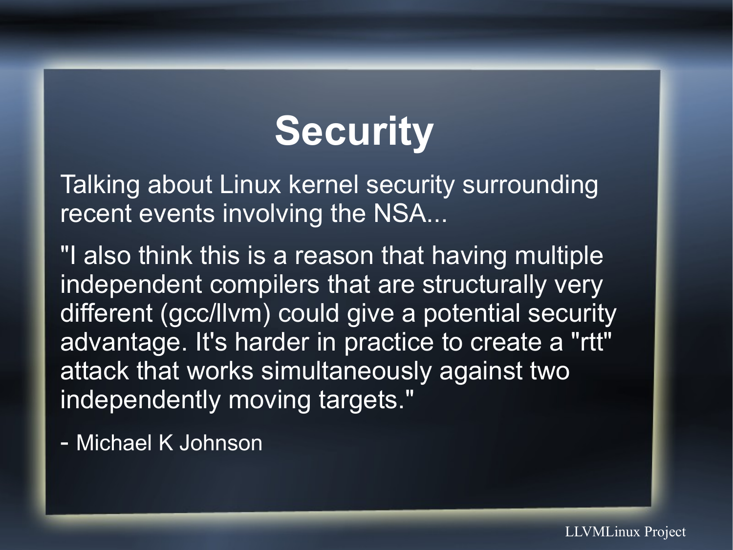# Security

Talking about Linux kernel security surrounding recent events involving the NSA...

"I also think this is a reason that having multiple independent compilers that are structurally very different (gcc/llvm) could give a potential security advantage. It's harder in practice to create a "rtt" attack that works simultaneously against two independently moving targets."

- Michael K Johnson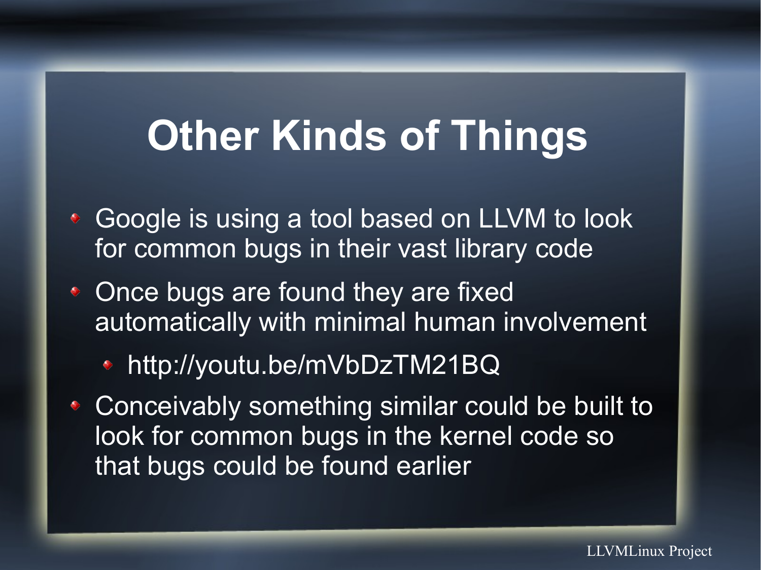# Other Kinds of Things

- Google is using a tool based on LLVM to look for common bugs in their vast library code
- Once bugs are found they are fixed automatically with minimal human involvement
  - http://youtu.be/mVbDzTM21BQ
- Conceivably something similar could be built to look for common bugs in the kernel code so that bugs could be found earlier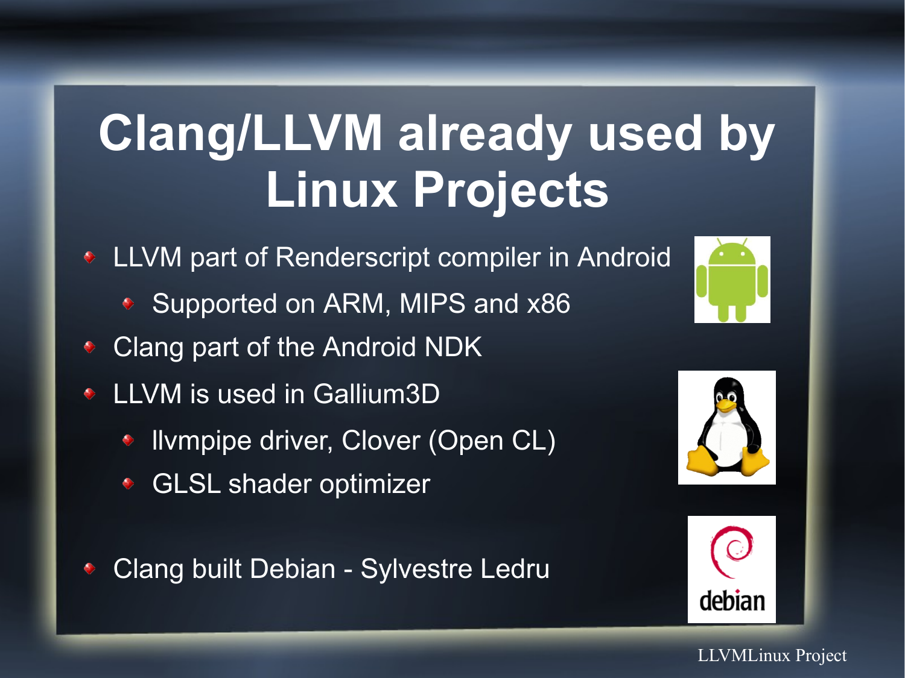# Clang/LLVM already used by Linux Projects

- LLVM part of Renderscript compiler in Android
  - Supported on ARM, MIPS and x86
- Clang part of the Android NDK
- LLVM is used in Gallium3D
  - llvmpipe driver, Clover (Open CL)
  - GLSL shader optimizer
- Clang built Debian - Sylvestre Ledru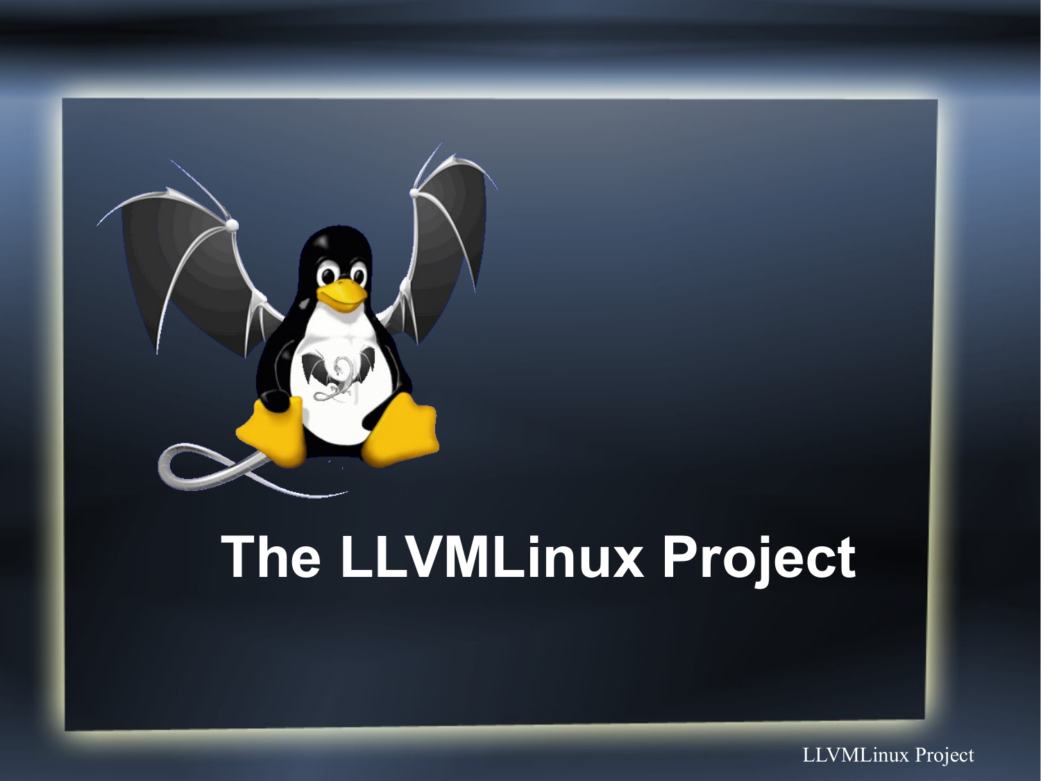# The LLVMLinux Project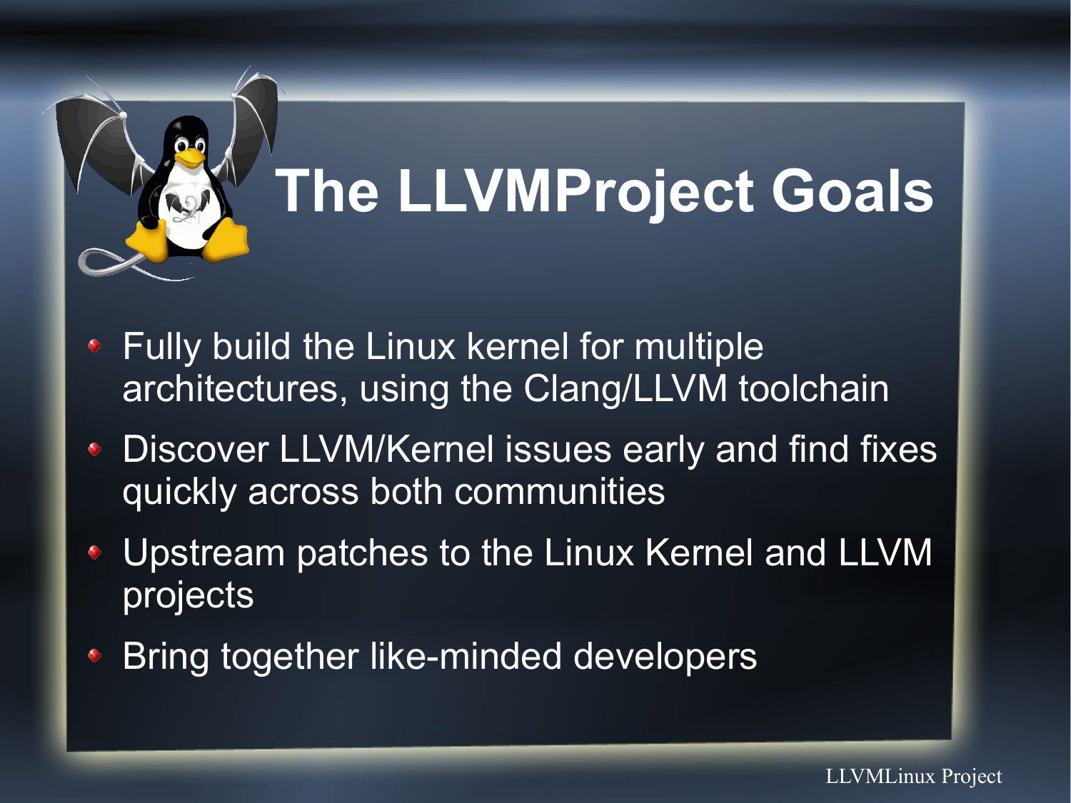# The LLVMProject Goals

- Fully build the Linux kernel for multiple architectures, using the Clang/LLVM toolchain
- Discover LLVM/Kernel issues early and find fixes quickly across both communities
- Upstream patches to the Linux Kernel and LLVM projects
- Bring together like-minded developers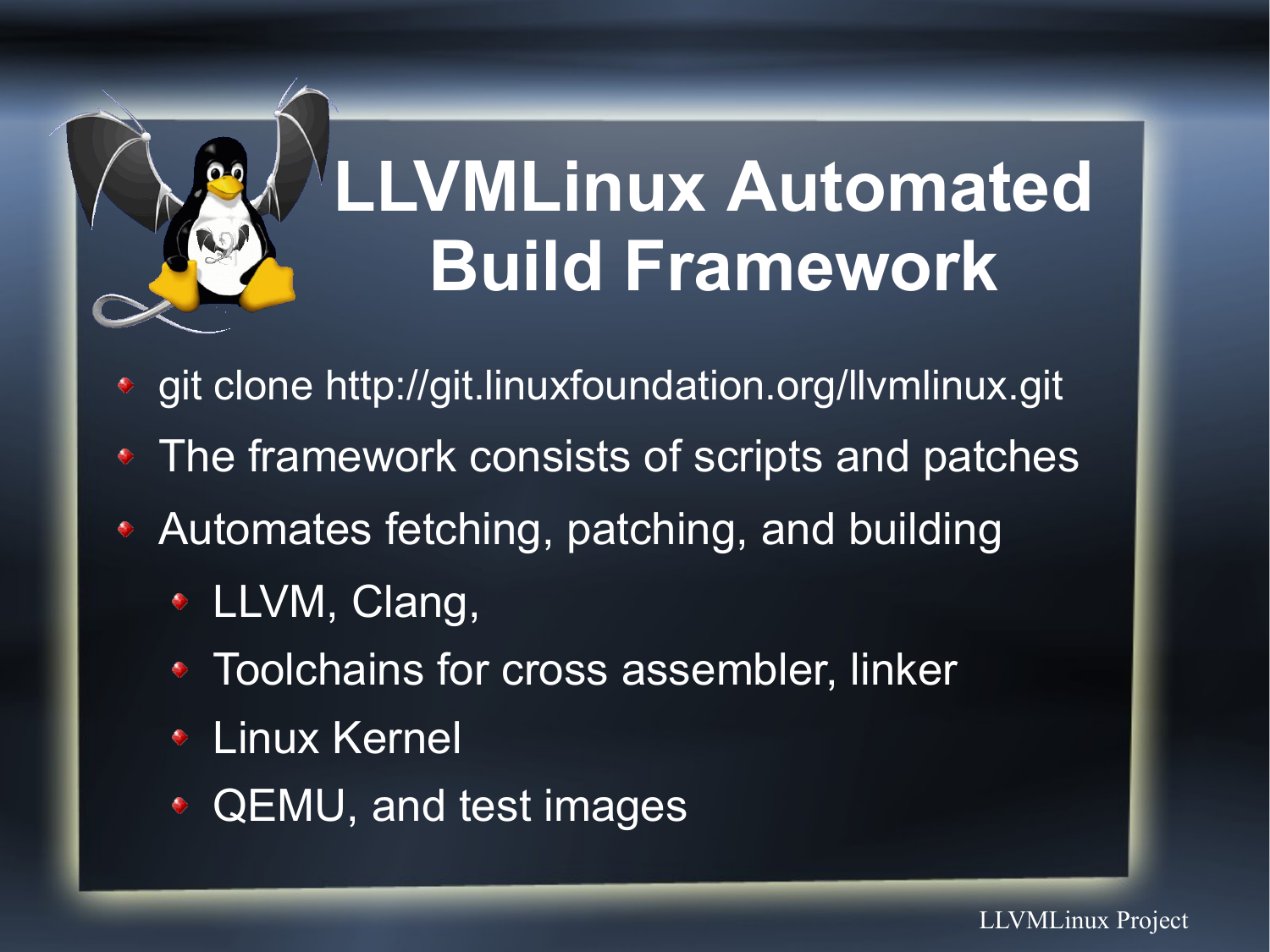# LLVMLinux Automated Build Framework

- git clone http://git.linuxfoundation.org/llvmlinux.git
- The framework consists of scripts and patches
- Automates fetching, patching, and building
  - LLVM, Clang,
  - Toolchains for cross assembler, linker
  - Linux Kernel
  - QEMU, and test images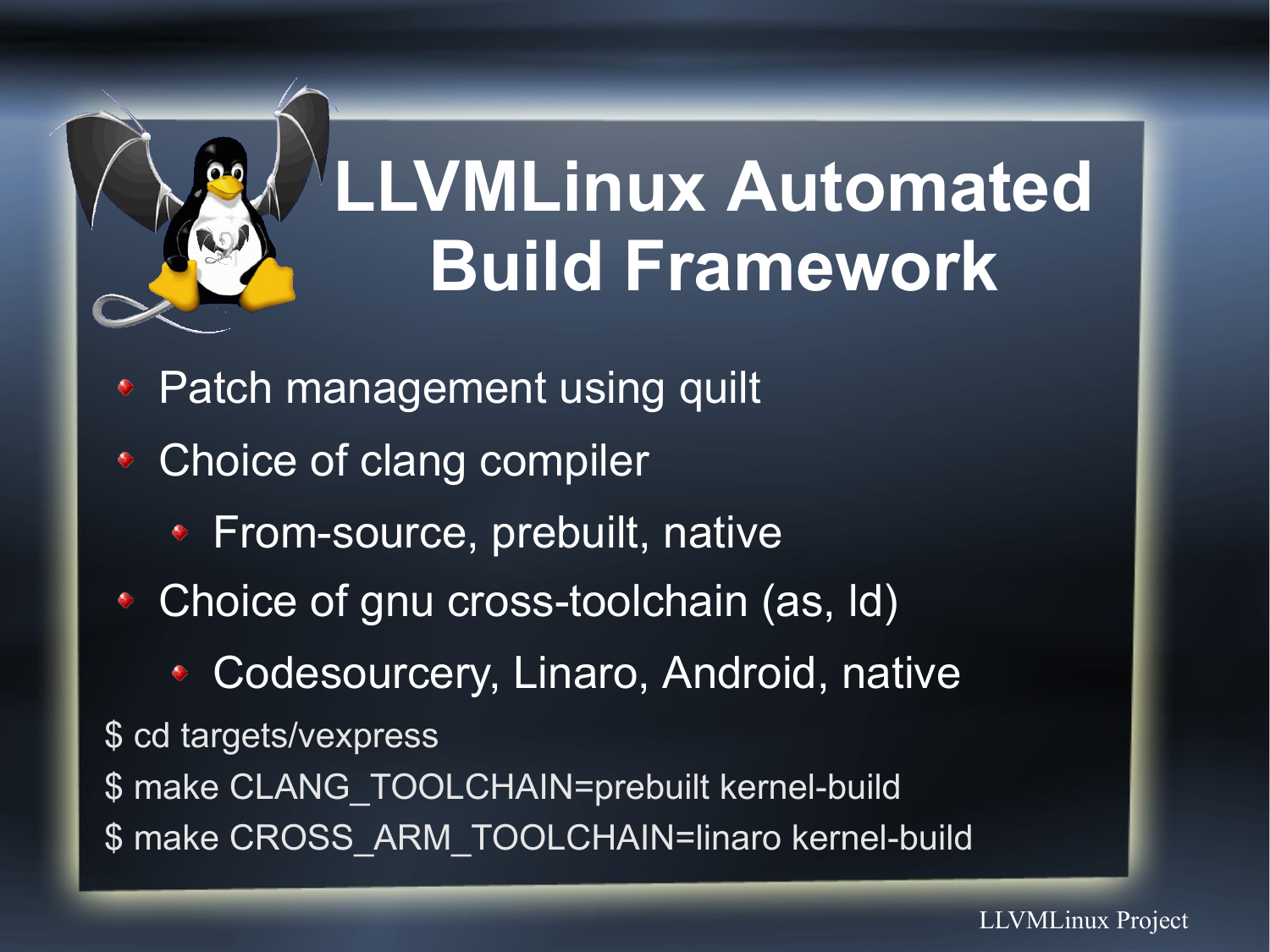# LLVMLinux Automated Build Framework

- Patch management using quilt
- Choice of clang compiler
  - From-source, prebuilt, native
- Choice of gnu cross-toolchain (as, ld)
  - Codesourcery, Linaro, Android, native

```
$ cd targets/vexpress
$ make CLANG_TOOLCHAIN=prebuilt kernel-build
$ make CROSS_ARM_TOOLCHAIN=linaro kernel-build
```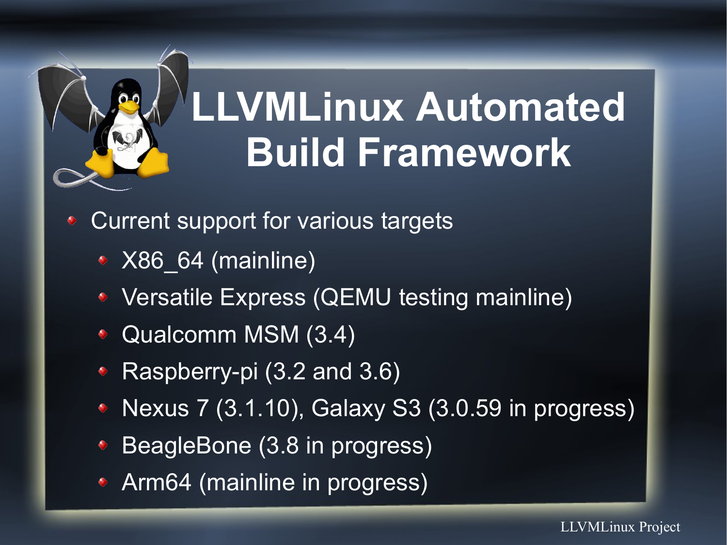# LLVMLinux Automated Build Framework

- Current support for various targets
  - X86_64 (mainline)
  - Versatile Express (QEMU testing mainline)
  - Qualcomm MSM (3.4)
  - Raspberry-pi (3.2 and 3.6)
  - Nexus 7 (3.1.10), Galaxy S3 (3.0.59 in progress)
  - BeagleBone (3.8 in progress)
  - Arm64 (mainline in progress)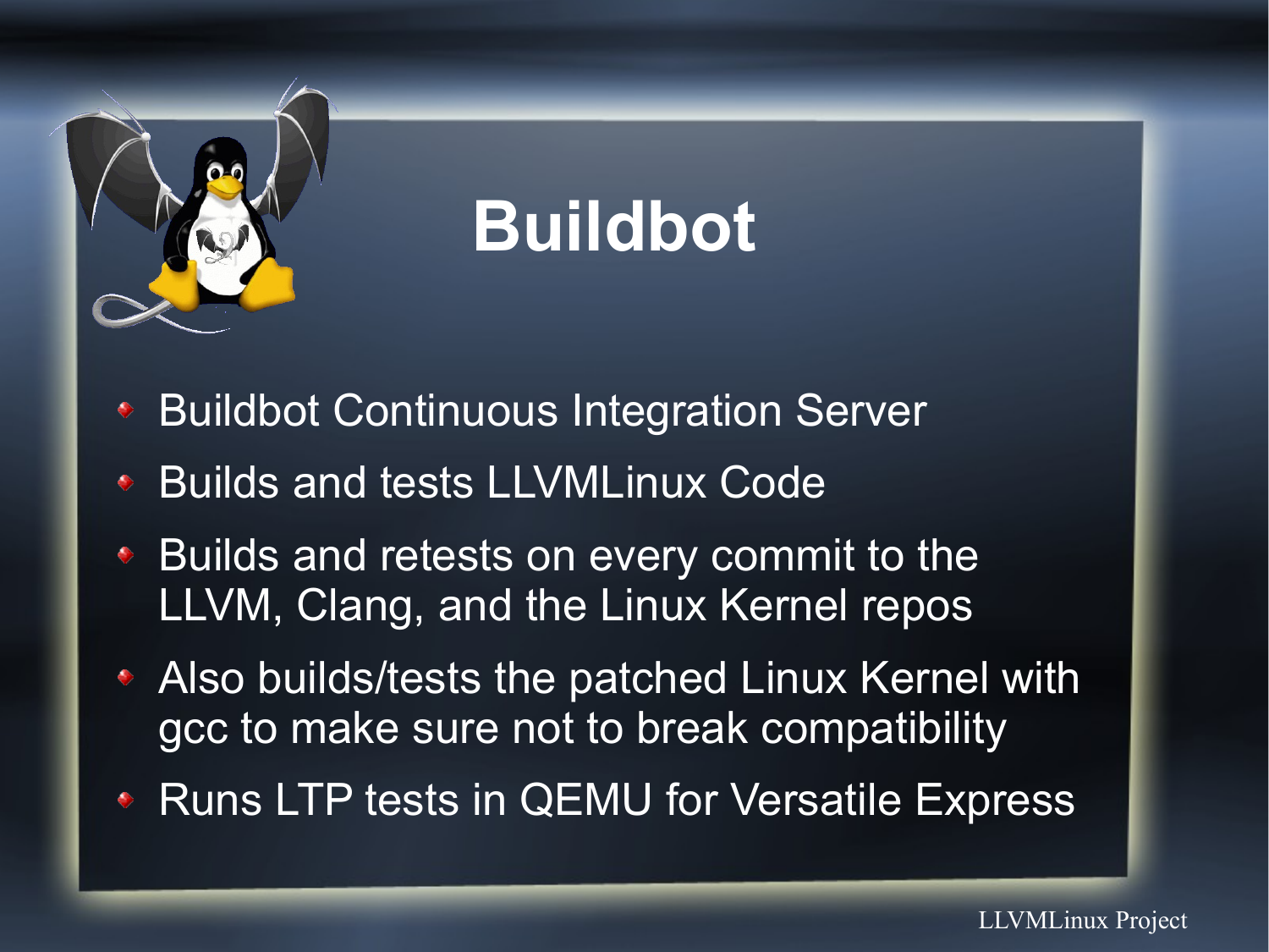# Buildbot

- Buildbot Continuous Integration Server
- Builds and tests LLVMLinux Code
- Builds and retests on every commit to the LLVM, Clang, and the Linux Kernel repos
- Also builds/tests the patched Linux Kernel with gcc to make sure not to break compatibility
- Runs LTP tests in QEMU for Versatile Express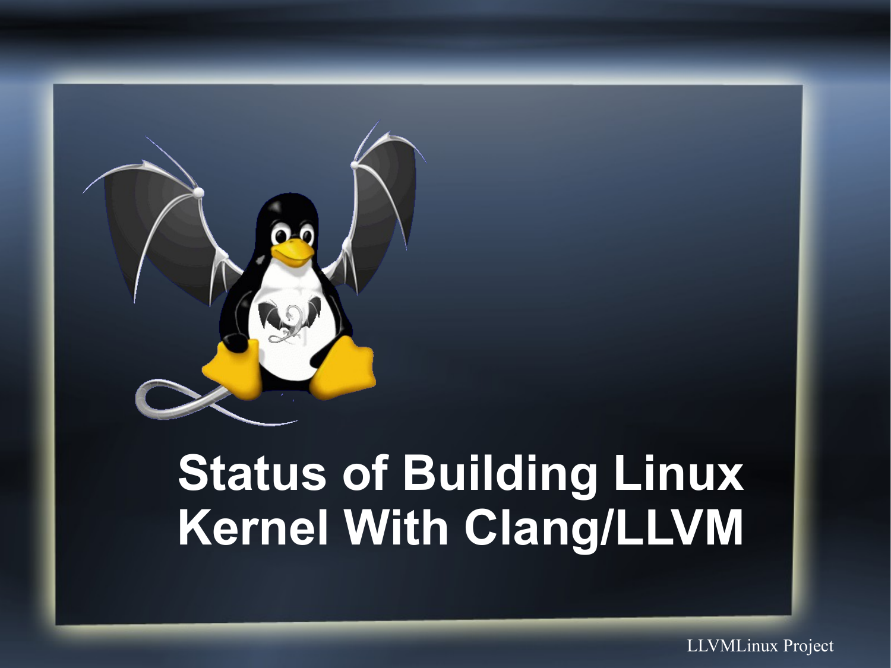# Status of Building Linux Kernel With Clang/LLVM

LLVMLinux Project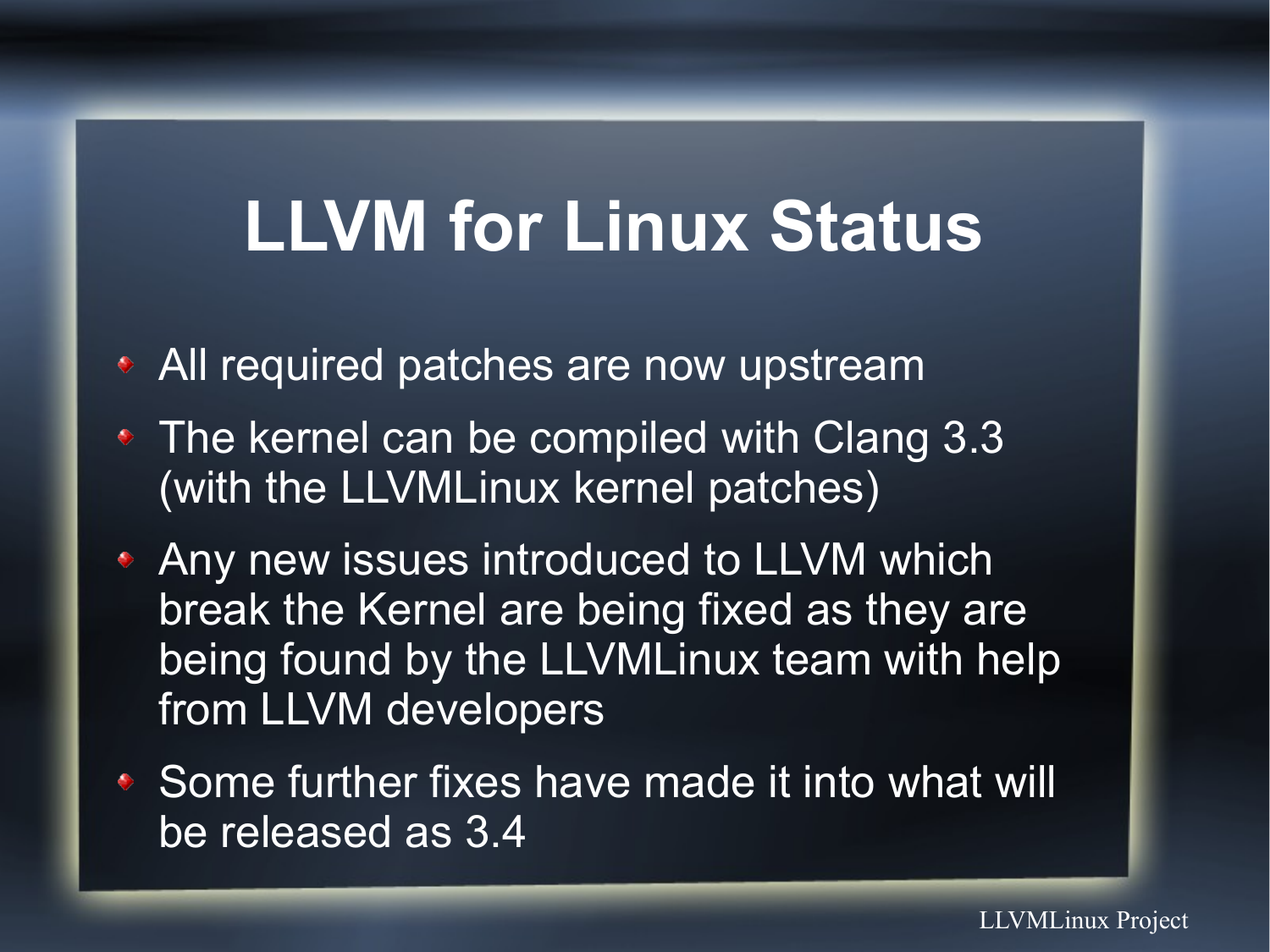# LLVM for Linux Status

- All required patches are now upstream
- The kernel can be compiled with Clang 3.3 (with the LLVMLinux kernel patches)
- Any new issues introduced to LLVM which break the Kernel are being fixed as they are being found by the LLVMLinux team with help from LLVM developers
- Some further fixes have made it into what will be released as 3.4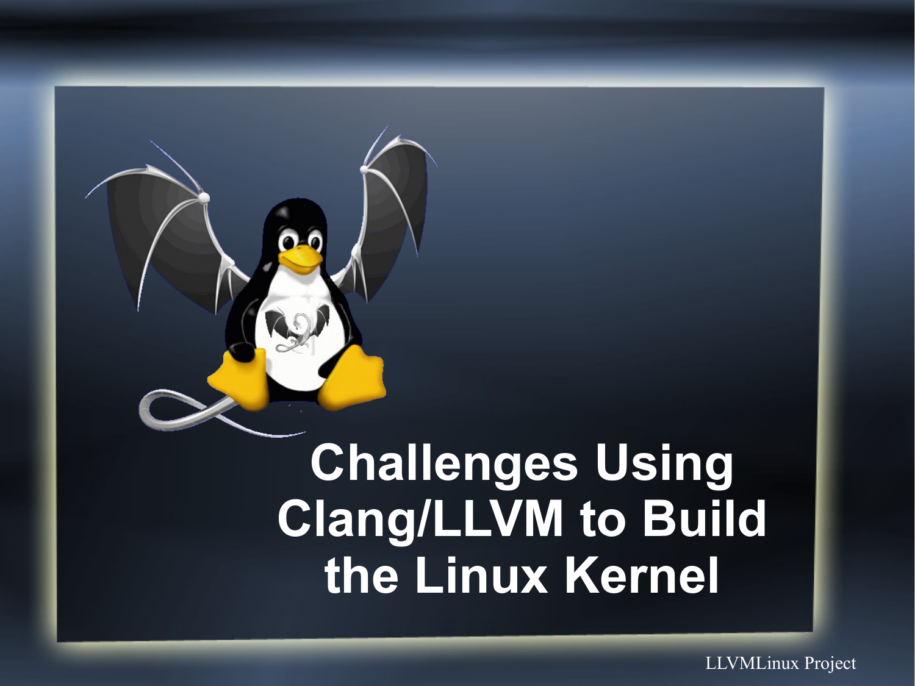# Challenges Using Clang/LLVM to Build the Linux Kernel

LLVMLinux Project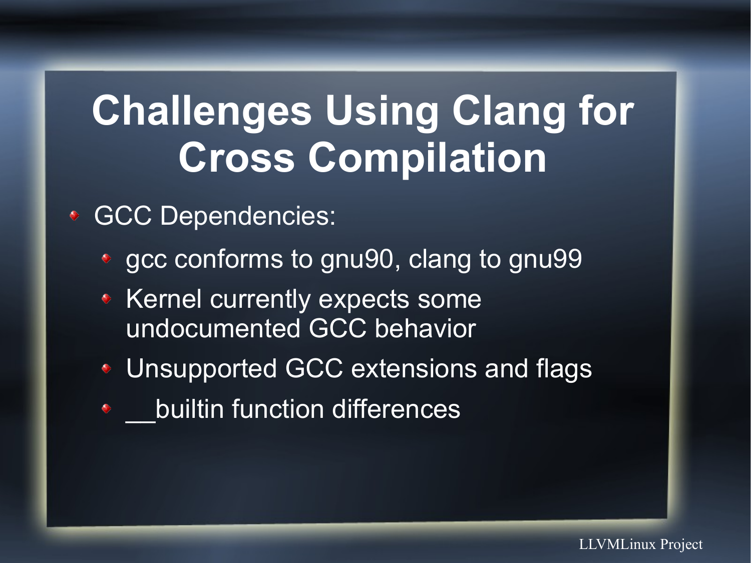# Challenges Using Clang for Cross Compilation

- GCC Dependencies:
  - gcc conforms to gnu90, clang to gnu99
  - Kernel currently expects some undocumented GCC behavior
  - Unsupported GCC extensions and flags
  - __builtin function differences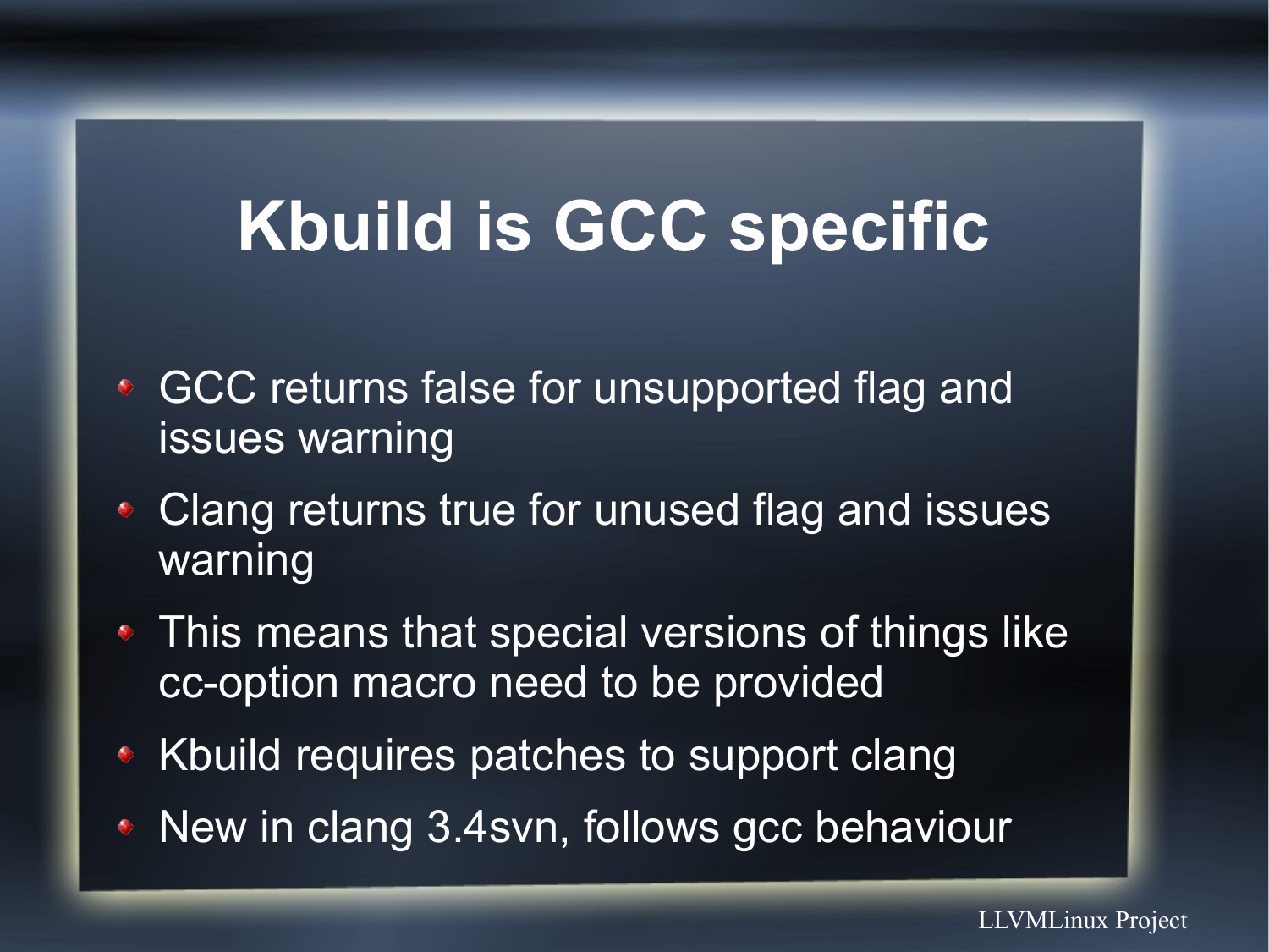# Kbuild is GCC specific

- GCC returns false for unsupported flag and issues warning
- Clang returns true for unused flag and issues warning
- This means that special versions of things like cc-option macro need to be provided
- Kbuild requires patches to support clang
- New in clang 3.4svn, follows gcc behaviour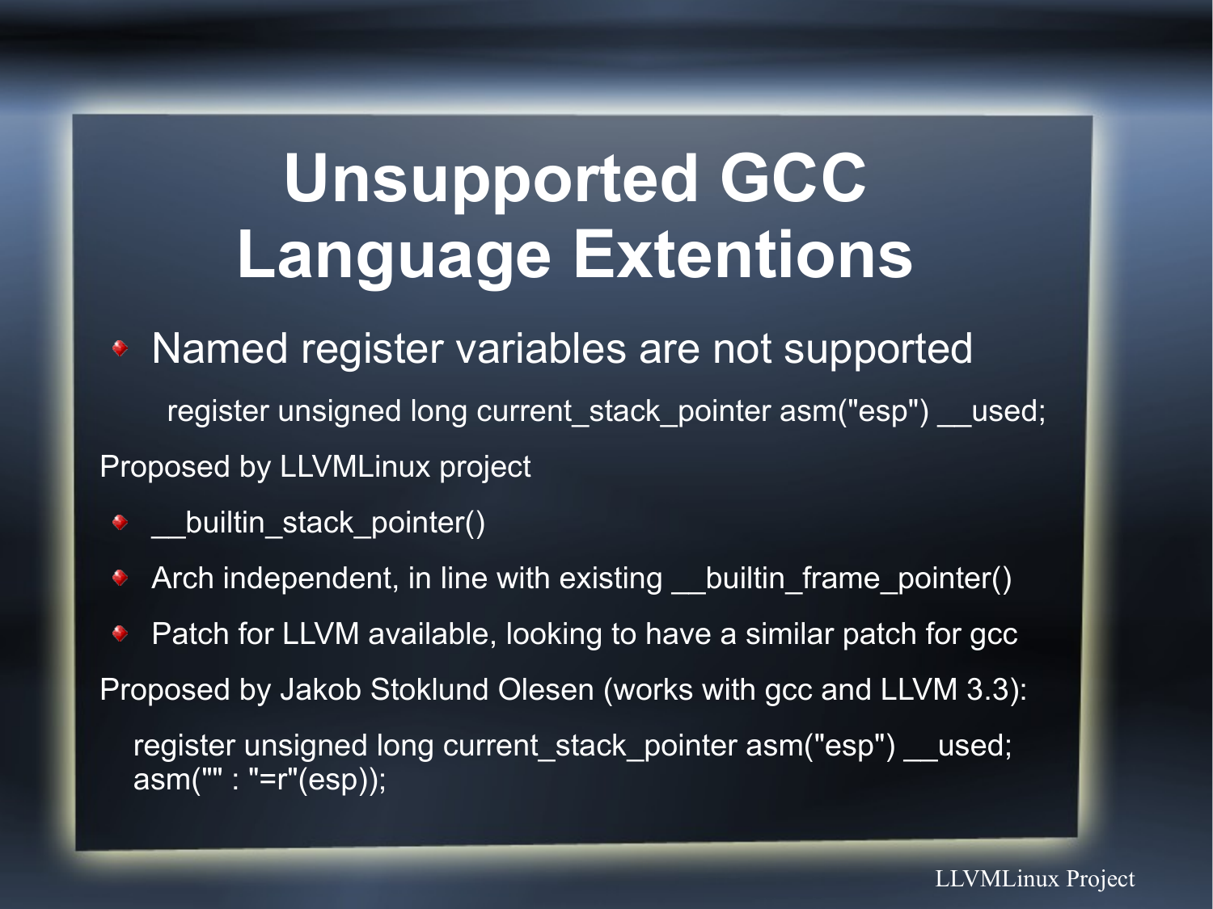# Unsupported GCC Language Extentions

- Named register variables are not supported

```
register unsigned long current_stack_pointer asm("esp") __used;
```

Proposed by LLVMLinux project

- __builtin_stack_pointer()
- Arch independent, in line with existing __builtin_frame_pointer()
- Patch for LLVM available, looking to have a similar patch for gcc

Proposed by Jakob Stoklund Olesen (works with gcc and LLVM 3.3):

```
register unsigned long current_stack_pointer asm("esp") __used;
asm("" : "=r"(esp));
```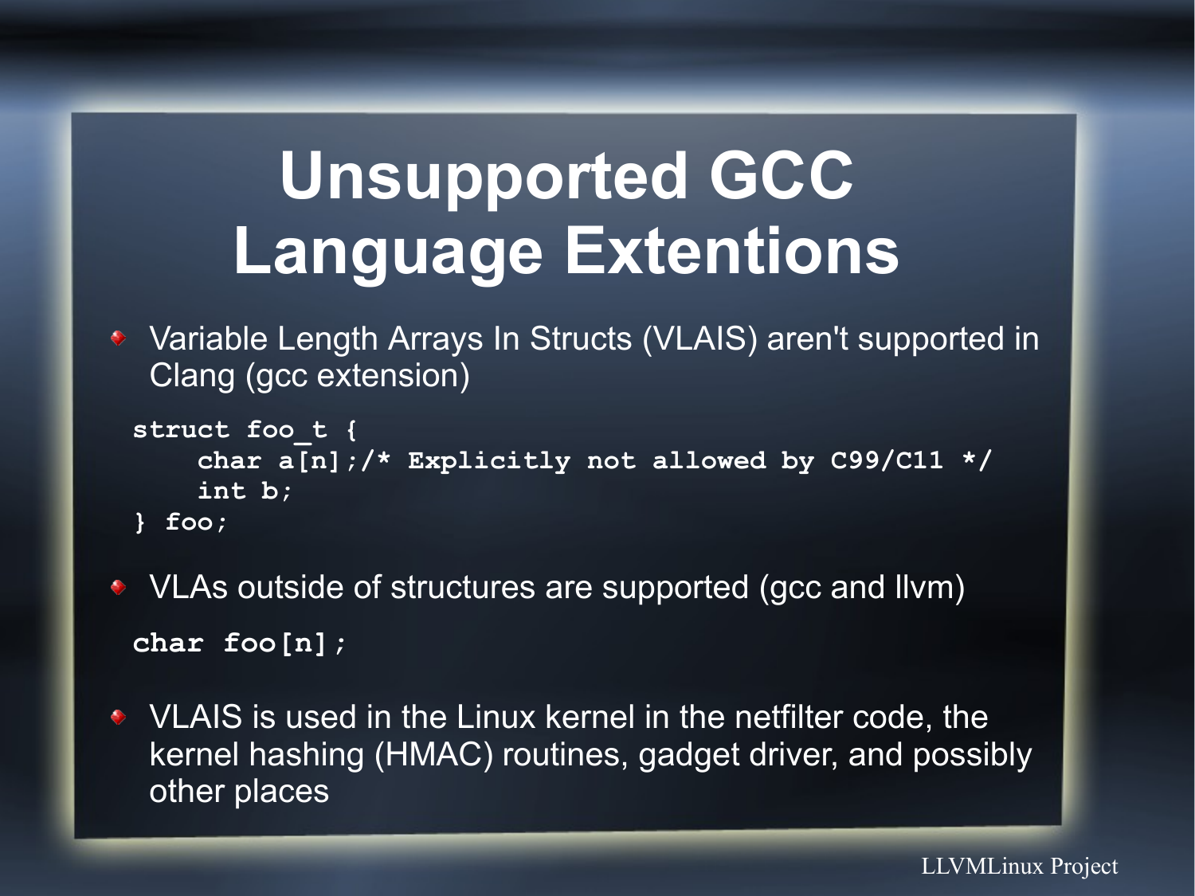# Unsupported GCC Language Extentions

- Variable Length Arrays In Structs (VLAIS) aren't supported in Clang (gcc extension)

```
struct foo_t {
    char a[n];/* Explicitly not allowed by C99/C11 */
    int b;
} foo;
```

- VLAs outside of structures are supported (gcc and llvm)

```
char foo[n];
```

- VLAIS is used in the Linux kernel in the netfilter code, the kernel hashing (HMAC) routines, gadget driver, and possibly other places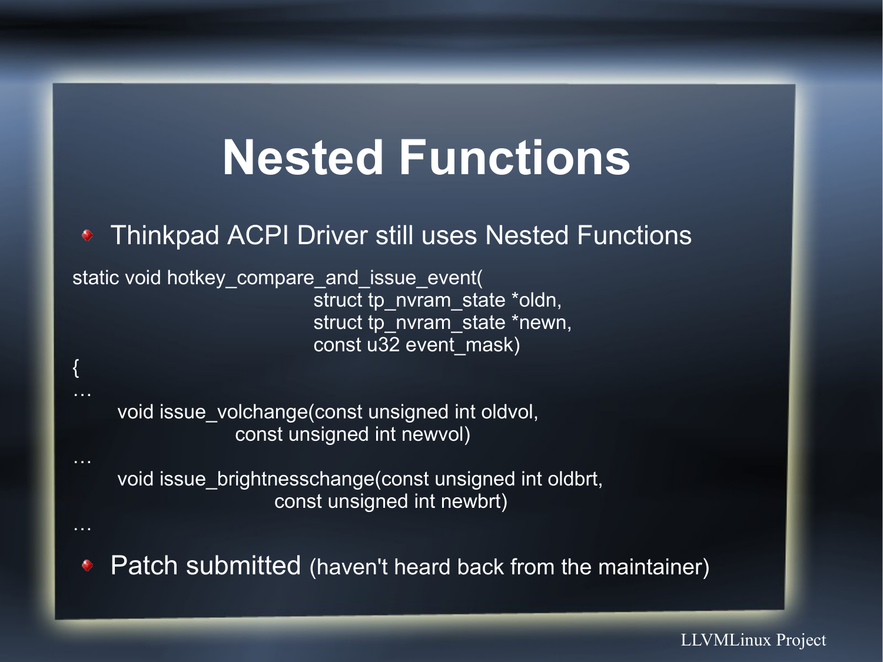# Nested Functions

- Thinkpad ACPI Driver still uses Nested Functions

```
static void hotkey_compare_and_issue_event(
                                  struct tp_nvram_state *oldn,
                                  struct tp_nvram_state *newn,
                                  const u32 event_mask)
{
…
      void issue_volchange(const unsigned int oldvol,
                     const unsigned int newvol)
…
      void issue_brightnesschange(const unsigned int oldbrt,
                     const unsigned int newbrt)
…
```

- Patch submitted (haven't heard back from the maintainer)

LLVMLinux Project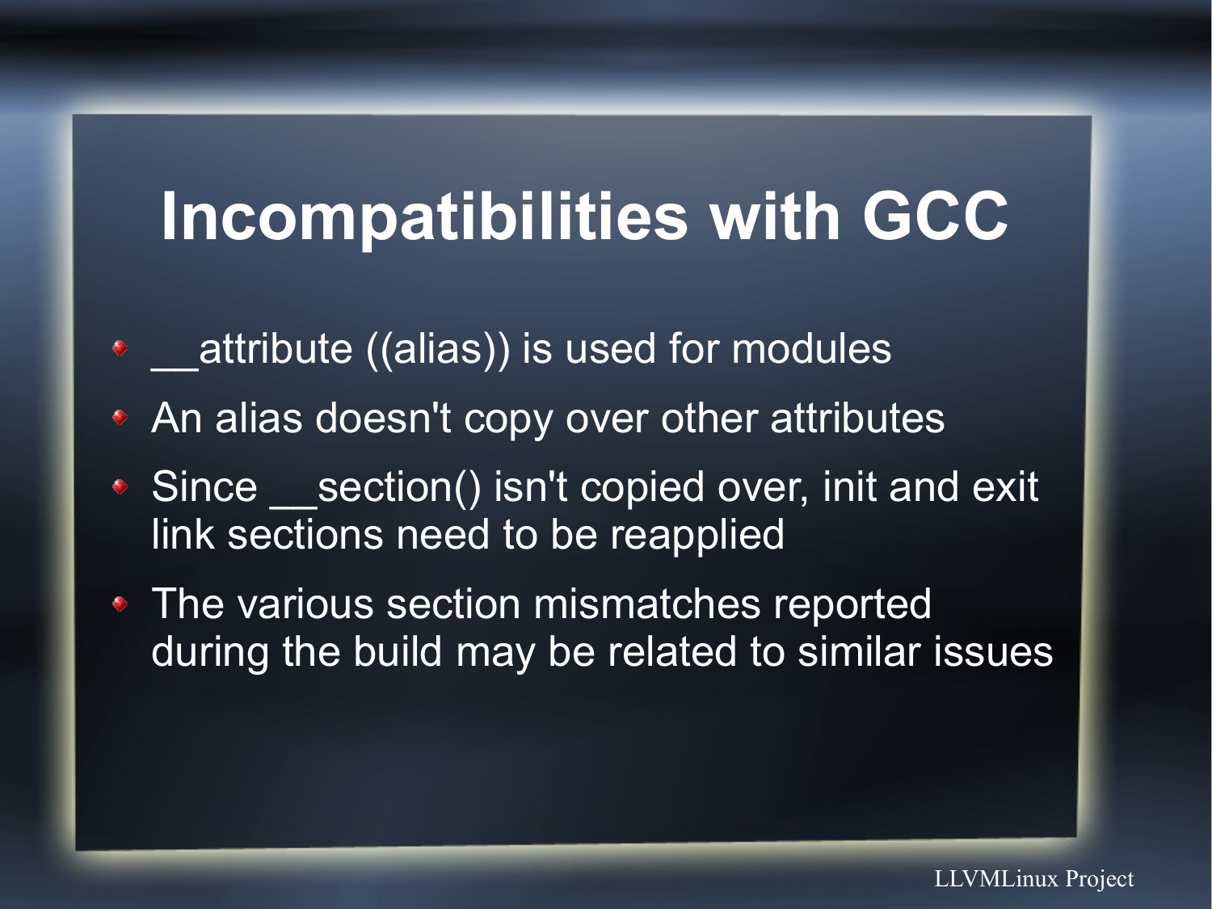# Incompatibilities with GCC

- __attribute ((alias)) is used for modules
- An alias doesn't copy over other attributes
- Since __section() isn't copied over, init and exit link sections need to be reapplied
- The various section mismatches reported during the build may be related to similar issues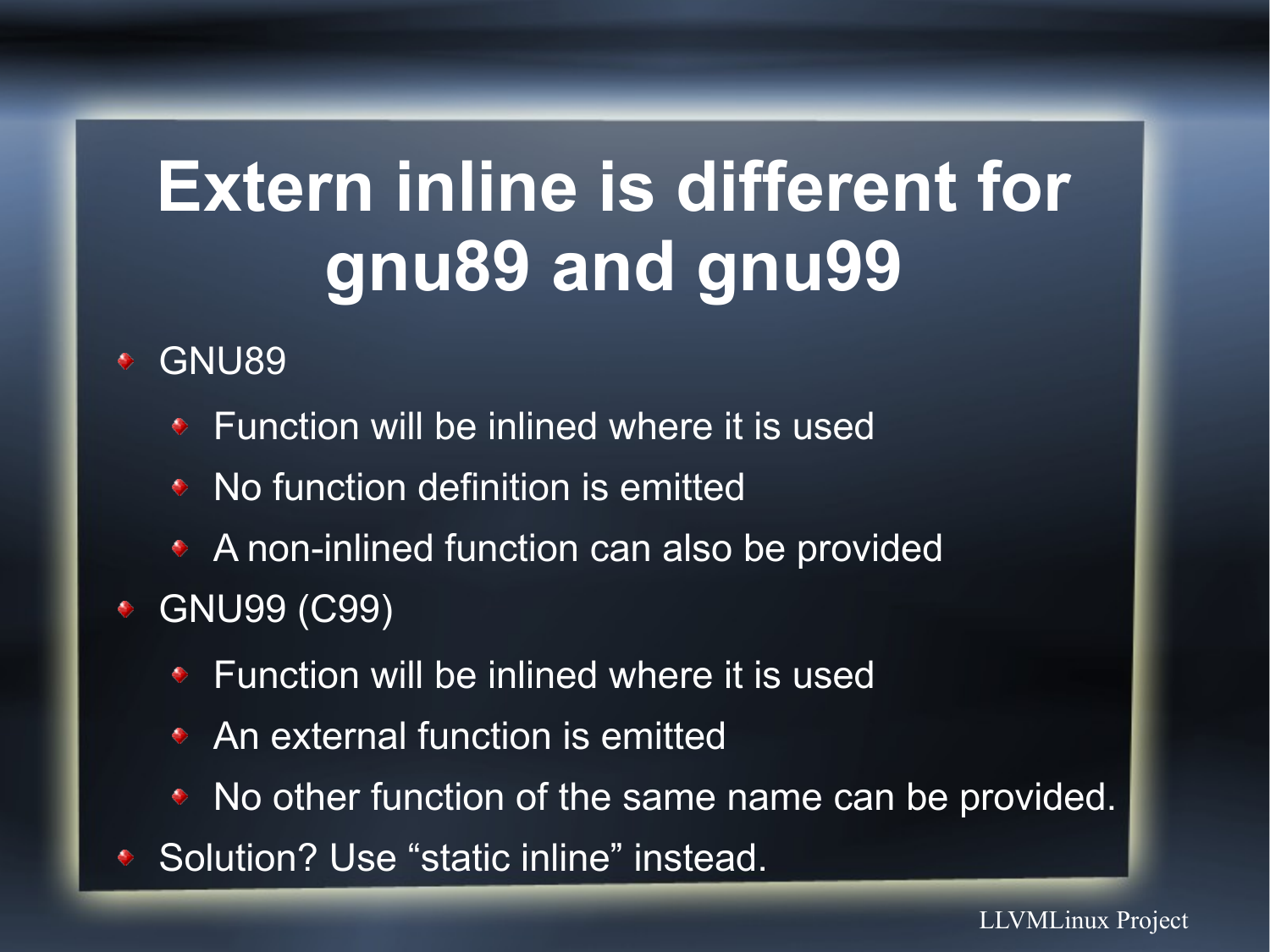# Extern inline is different for gnu89 and gnu99

- GNU89
  - Function will be inlined where it is used
  - No function definition is emitted
  - A non-inlined function can also be provided
- GNU99 (C99)
  - Function will be inlined where it is used
  - An external function is emitted
  - No other function of the same name can be provided.
- Solution? Use “static inline” instead.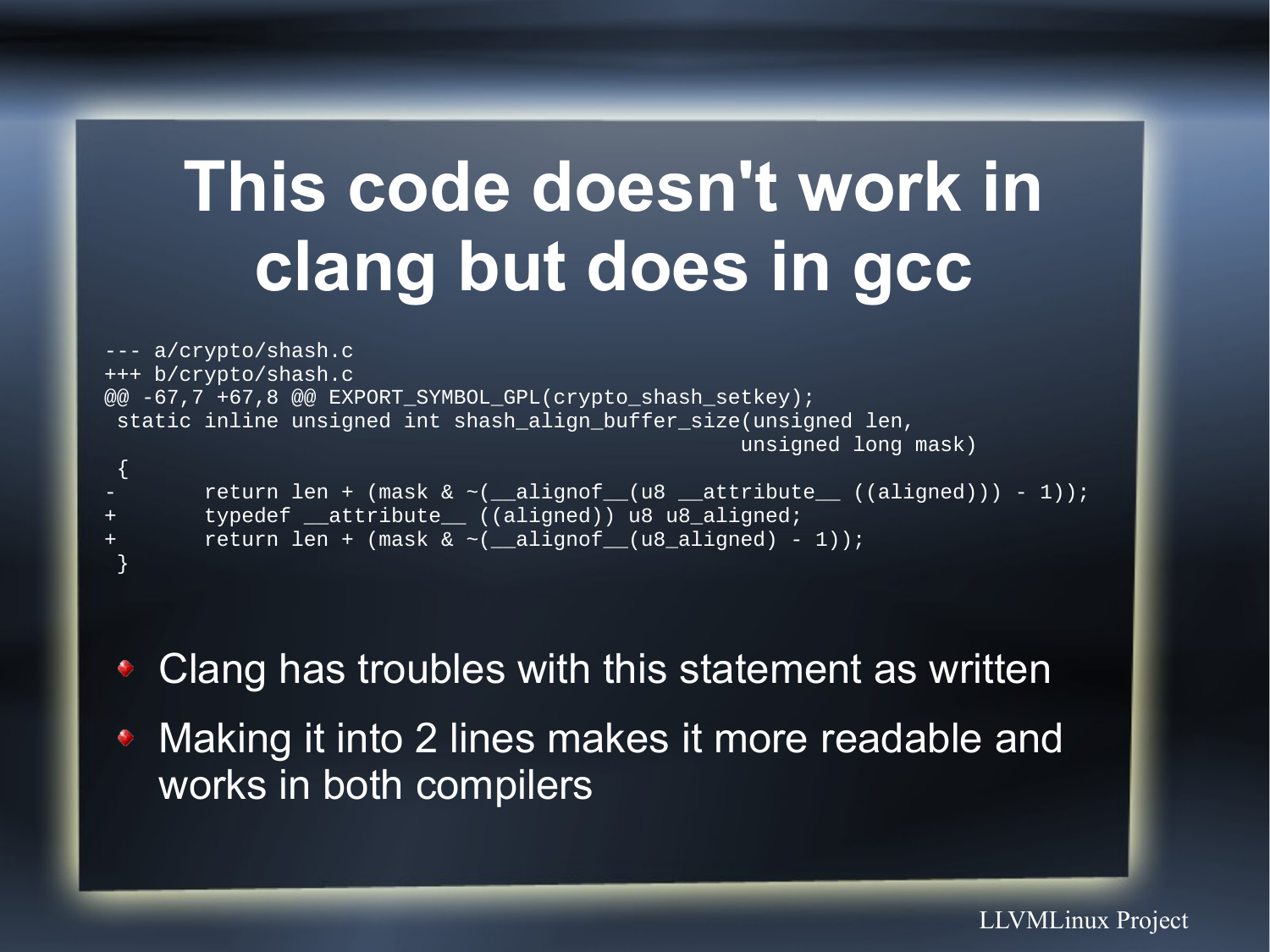# This code doesn't work in clang but does in gcc

```
--- a/crypto/shash.c
+++ b/crypto/shash.c
@@ -67,7 +67,8 @@ EXPORT_SYMBOL_GPL(crypto_shash_setkey);
 static inline unsigned int shash_align_buffer_size(unsigned len,
                                                    unsigned long mask)
 {
-       return len + (mask & ~(__alignof__(u8 __attribute__ ((aligned))) - 1));
+       typedef __attribute__ ((aligned)) u8 u8_aligned;
+       return len + (mask & ~(__alignof__(u8_aligned) - 1));
 }
```

- Clang has troubles with this statement as written
- Making it into 2 lines makes it more readable and works in both compilers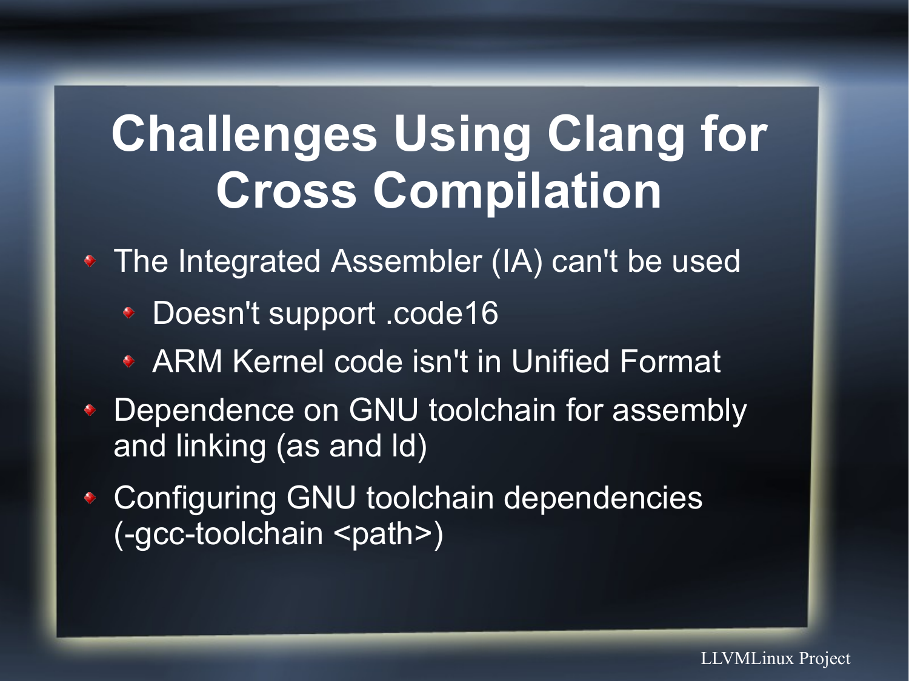# Challenges Using Clang for Cross Compilation

- The Integrated Assembler (IA) can't be used
  - Doesn't support .code16
  - ARM Kernel code isn't in Unified Format
- Dependence on GNU toolchain for assembly and linking (as and ld)
- Configuring GNU toolchain dependencies (-gcc-toolchain <path>)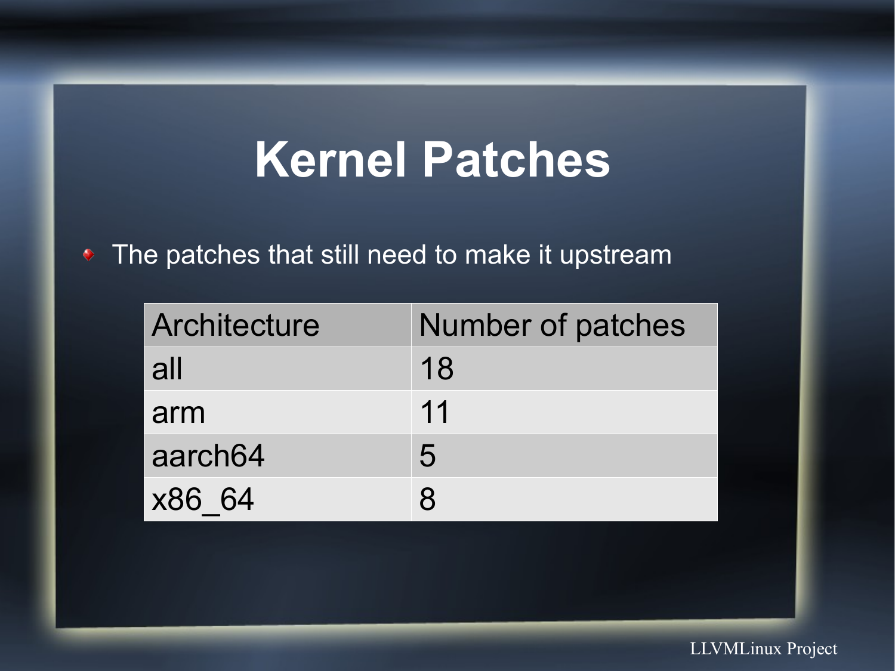# Kernel Patches

- The patches that still need to make it upstream

| Architecture | Number of patches |
|---|---|
| all | 18 |
| arm | 11 |
| aarch64 | 5 |
| x86_64 | 8 |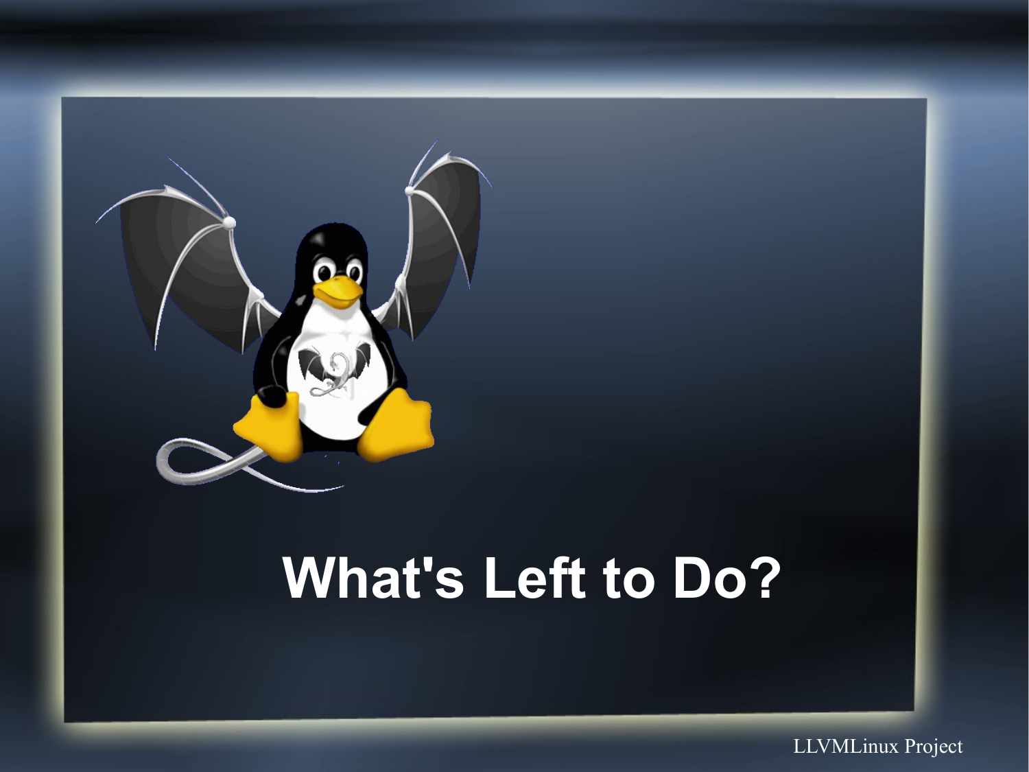# What's Left to Do?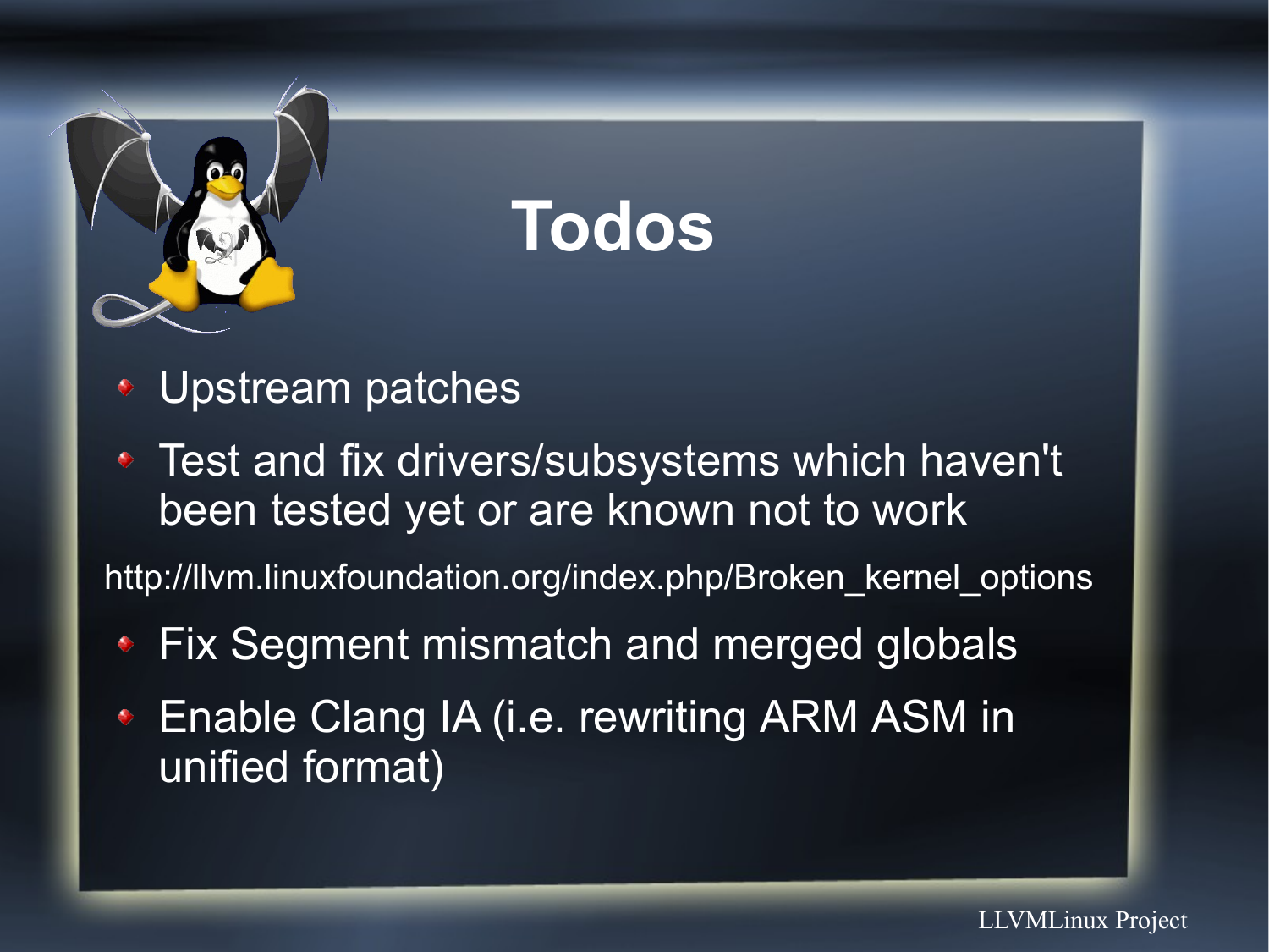# Todos

- Upstream patches
- Test and fix drivers/subsystems which haven't been tested yet or are known not to work

http://llvm.linuxfoundation.org/index.php/Broken_kernel_options

- Fix Segment mismatch and merged globals
- Enable Clang IA (i.e. rewriting ARM ASM in unified format)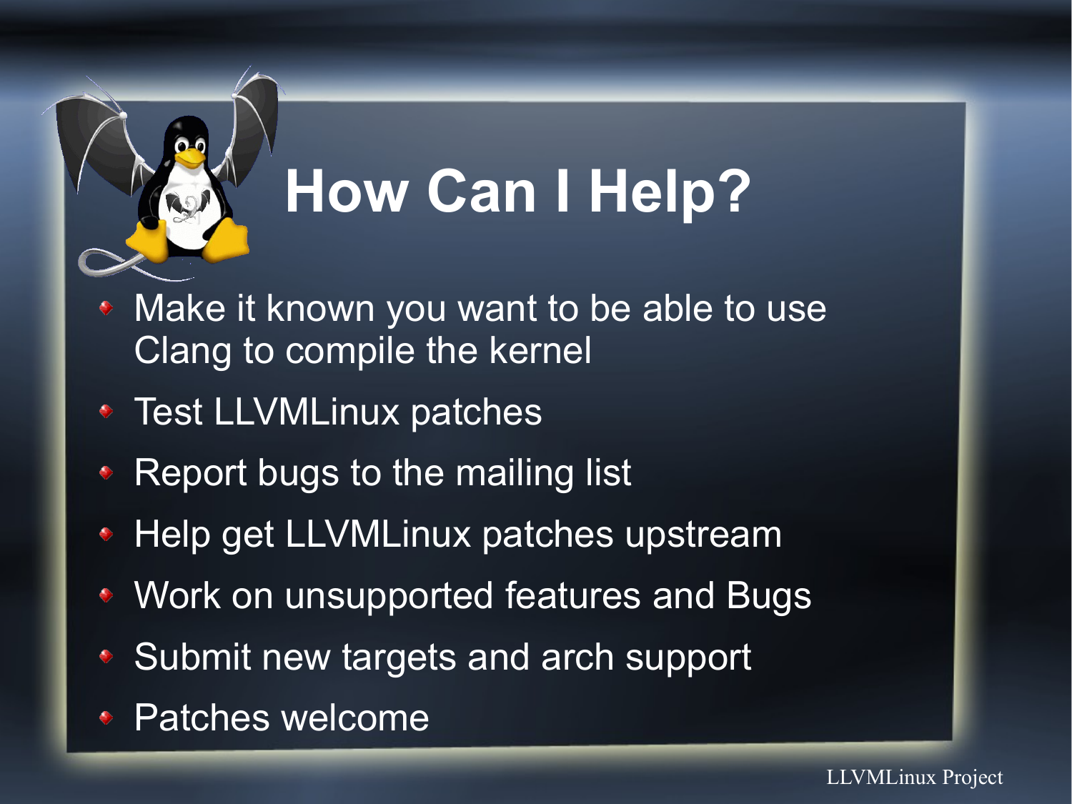# How Can I Help?

- Make it known you want to be able to use Clang to compile the kernel
- Test LLVMLinux patches
- Report bugs to the mailing list
- Help get LLVMLinux patches upstream
- Work on unsupported features and Bugs
- Submit new targets and arch support
- Patches welcome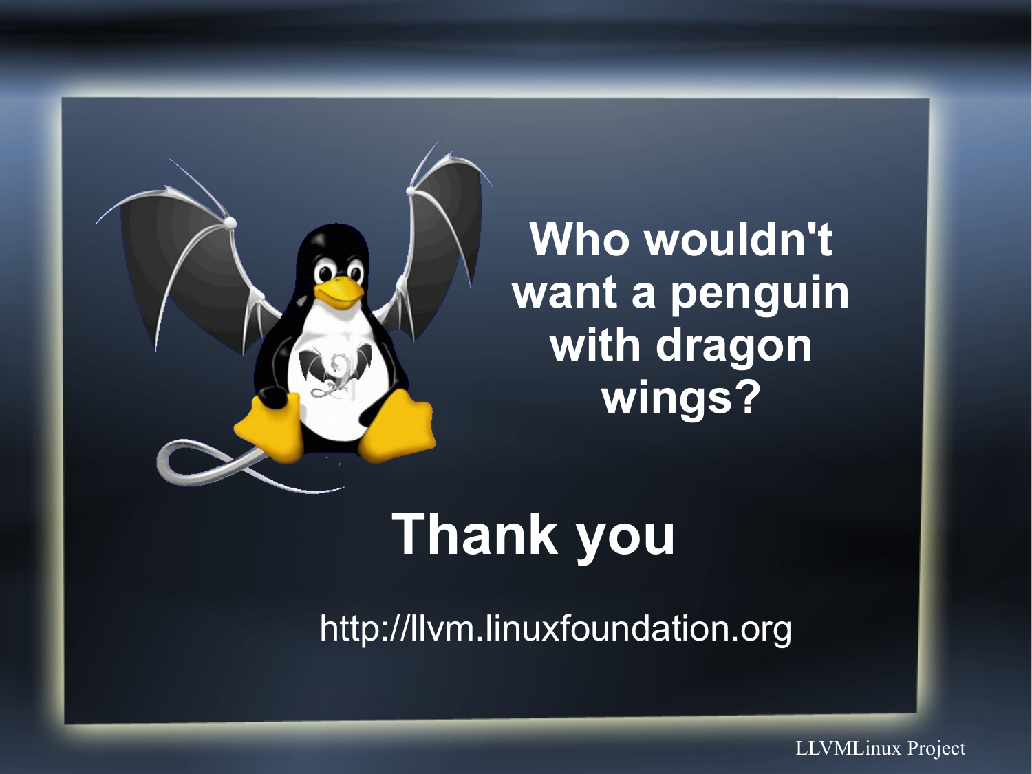Who wouldn't want a penguin with dragon wings?

# Thank you

http://llvm.linuxfoundation.org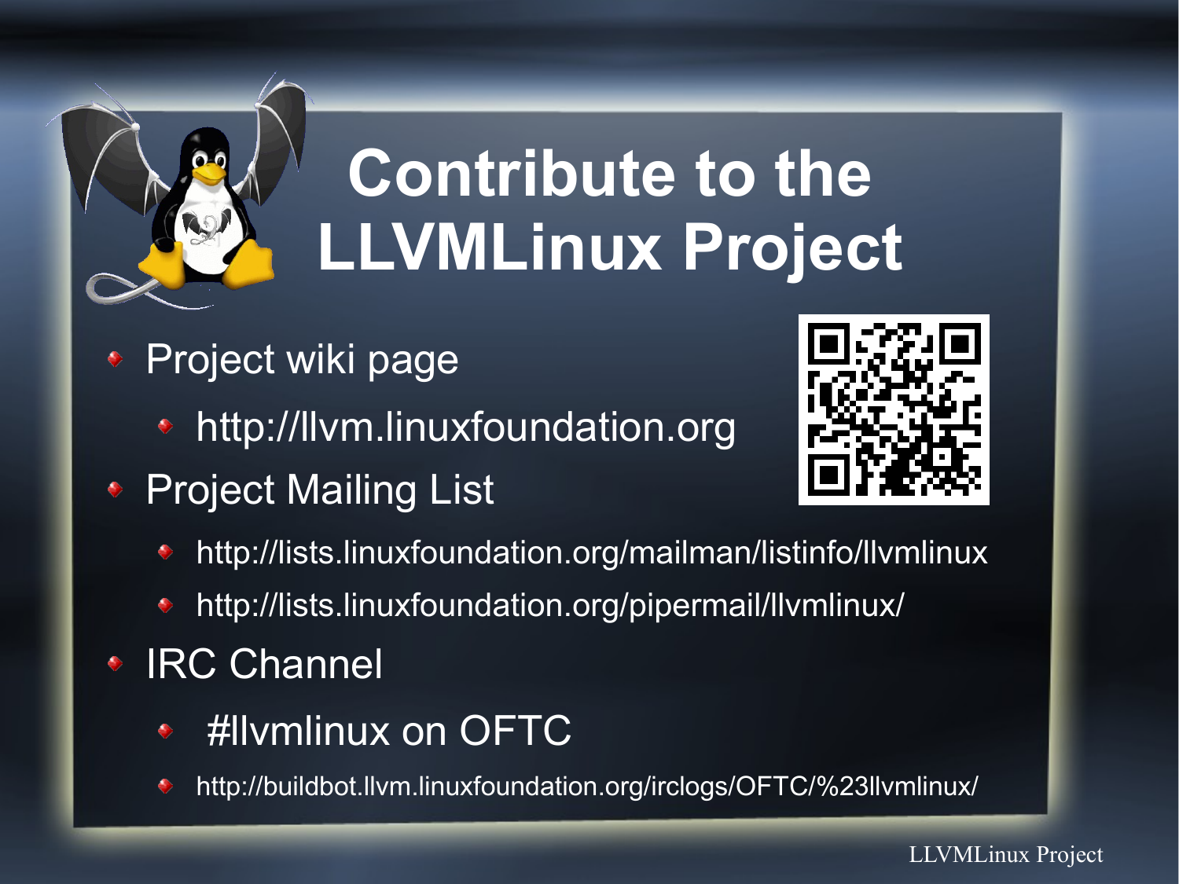# Contribute to the LLVMLinux Project

- Project wiki page
  - http://llvm.linuxfoundation.org
- Project Mailing List
  - http://lists.linuxfoundation.org/mailman/listinfo/llvmlinux
  - http://lists.linuxfoundation.org/pipermail/llvmlinux/
- IRC Channel
  - #llvmlinux on OFTC
  - http://buildbot.llvm.linuxfoundation.org/irclogs/OFTC/%23llvmlinux/